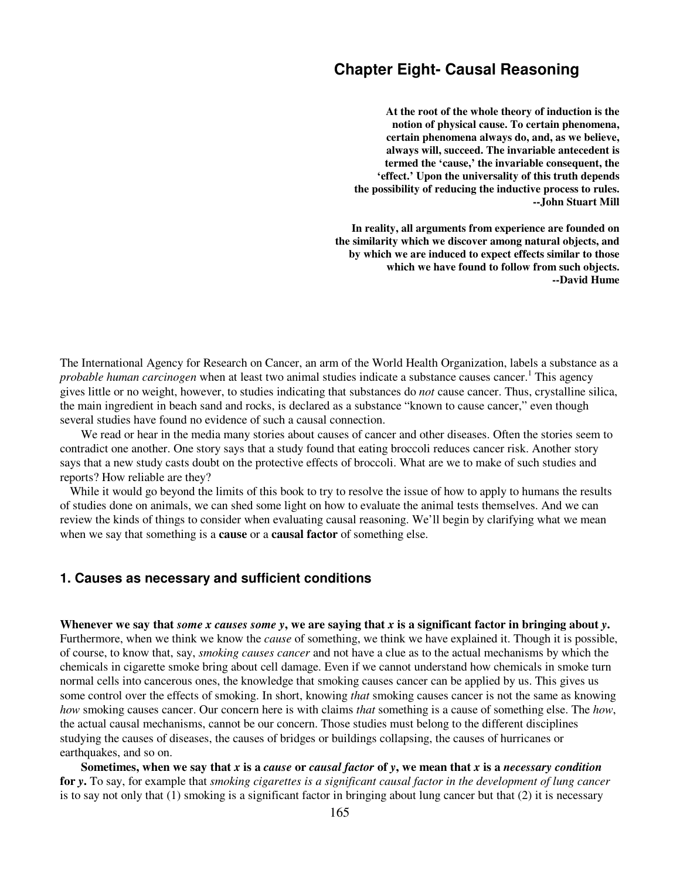# Chapter Eight- Causal Reasoning

> **At the root of the whole theory of induction is the notion of physical cause. To certain phenomena, certain phenomena always do, and, as we believe, always will, succeed. The invariable antecedent is termed the 'cause,' the invariable consequent, the 'effect.' Upon the universality of this truth depends the possibility of reducing the inductive process to rules.**
> **--John Stuart Mill**

> **In reality, all arguments from experience are founded on the similarity which we discover among natural objects, and by which we are induced to expect effects similar to those which we have found to follow from such objects.**
> **--David Hume**

The International Agency for Research on Cancer, an arm of the World Health Organization, labels a substance as a *probable human carcinogen* when at least two animal studies indicate a substance causes cancer.[1] This agency gives little or no weight, however, to studies indicating that substances do *not* cause cancer. Thus, crystalline silica, the main ingredient in beach sand and rocks, is declared as a substance "known to cause cancer," even though several studies have found no evidence of such a causal connection.

We read or hear in the media many stories about causes of cancer and other diseases. Often the stories seem to contradict one another. One story says that a study found that eating broccoli reduces cancer risk. Another story says that a new study casts doubt on the protective effects of broccoli. What are we to make of such studies and reports? How reliable are they?

While it would go beyond the limits of this book to try to resolve the issue of how to apply to humans the results of studies done on animals, we can shed some light on how to evaluate the animal tests themselves. And we can review the kinds of things to consider when evaluating causal reasoning. We'll begin by clarifying what we mean when we say that something is a **cause** or a **causal factor** of something else.

## 1. Causes as necessary and sufficient conditions

**Whenever we say that *some x causes some y*, we are saying that *x* is a significant factor in bringing about *y*.** Furthermore, when we think we know the *cause* of something, we think we have explained it. Though it is possible, of course, to know that, say, *smoking causes cancer* and not have a clue as to the actual mechanisms by which the chemicals in cigarette smoke bring about cell damage. Even if we cannot understand how chemicals in smoke turn normal cells into cancerous ones, the knowledge that smoking causes cancer can be applied by us. This gives us some control over the effects of smoking. In short, knowing *that* smoking causes cancer is not the same as knowing *how* smoking causes cancer. Our concern here is with claims *that* something is a cause of something else. The *how*, the actual causal mechanisms, cannot be our concern. Those studies must belong to the different disciplines studying the causes of diseases, the causes of bridges or buildings collapsing, the causes of hurricanes or earthquakes, and so on.

**Sometimes, when we say that *x* is a *cause* or *causal factor* of *y*, we mean that *x* is a *necessary condition* for *y*.** To say, for example that *smoking cigarettes is a significant causal factor in the development of lung cancer* is to say not only that (1) smoking is a significant factor in bringing about lung cancer but that (2) it is necessary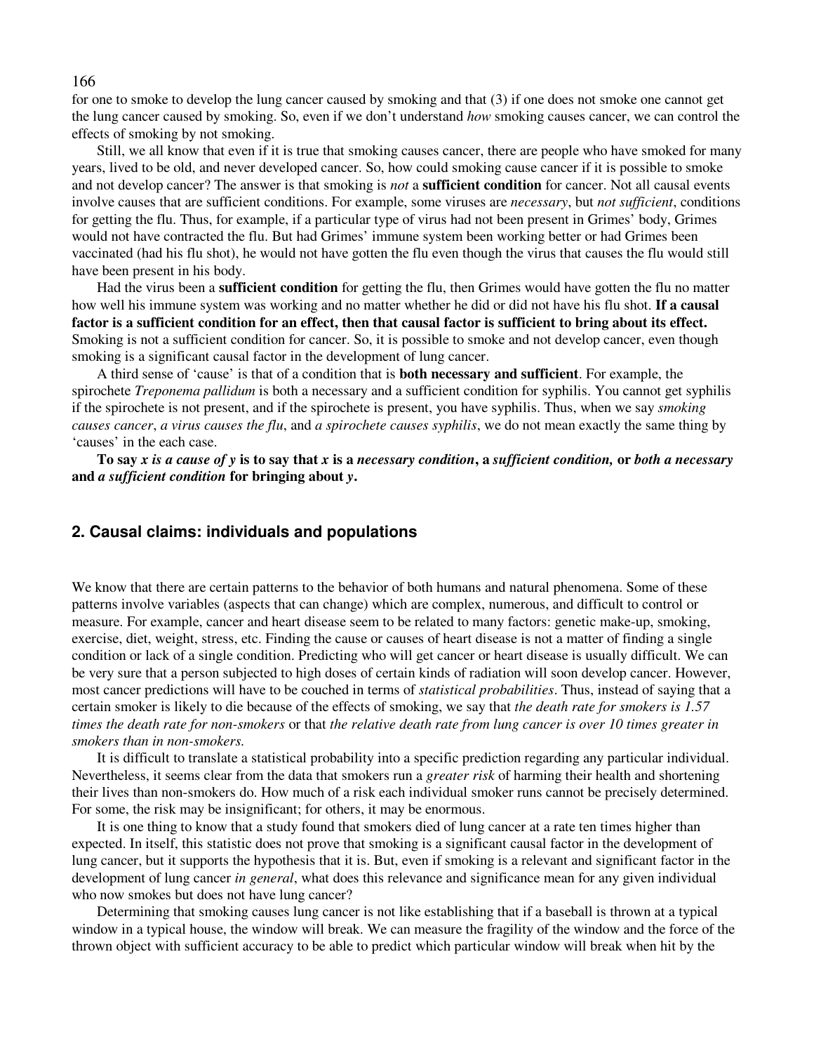for one to smoke to develop the lung cancer caused by smoking and that (3) if one does not smoke one cannot get the lung cancer caused by smoking. So, even if we don't understand *how* smoking causes cancer, we can control the effects of smoking by not smoking.

Still, we all know that even if it is true that smoking causes cancer, there are people who have smoked for many years, lived to be old, and never developed cancer. So, how could smoking cause cancer if it is possible to smoke and not develop cancer? The answer is that smoking is *not* a **sufficient condition** for cancer. Not all causal events involve causes that are sufficient conditions. For example, some viruses are *necessary*, but *not sufficient*, conditions for getting the flu. Thus, for example, if a particular type of virus had not been present in Grimes' body, Grimes would not have contracted the flu. But had Grimes' immune system been working better or had Grimes been vaccinated (had his flu shot), he would not have gotten the flu even though the virus that causes the flu would still have been present in his body.

Had the virus been a **sufficient condition** for getting the flu, then Grimes would have gotten the flu no matter how well his immune system was working and no matter whether he did or did not have his flu shot. **If a causal factor is a sufficient condition for an effect, then that causal factor is sufficient to bring about its effect.** Smoking is not a sufficient condition for cancer. So, it is possible to smoke and not develop cancer, even though smoking is a significant causal factor in the development of lung cancer.

A third sense of 'cause' is that of a condition that is **both necessary and sufficient**. For example, the spirochete *Treponema pallidum* is both a necessary and a sufficient condition for syphilis. You cannot get syphilis if the spirochete is not present, and if the spirochete is present, you have syphilis. Thus, when we say *smoking causes cancer*, *a virus causes the flu*, and *a spirochete causes syphilis*, we do not mean exactly the same thing by 'causes' in the each case.

**To say *x is a cause of y* is to say that *x* is a *necessary condition*, a *sufficient condition,* or *both a necessary* and *a sufficient condition* for bringing about *y*.**

## 2. Causal claims: individuals and populations

We know that there are certain patterns to the behavior of both humans and natural phenomena. Some of these patterns involve variables (aspects that can change) which are complex, numerous, and difficult to control or measure. For example, cancer and heart disease seem to be related to many factors: genetic make-up, smoking, exercise, diet, weight, stress, etc. Finding the cause or causes of heart disease is not a matter of finding a single condition or lack of a single condition. Predicting who will get cancer or heart disease is usually difficult. We can be very sure that a person subjected to high doses of certain kinds of radiation will soon develop cancer. However, most cancer predictions will have to be couched in terms of *statistical probabilities*. Thus, instead of saying that a certain smoker is likely to die because of the effects of smoking, we say that *the death rate for smokers is 1.57 times the death rate for non-smokers* or that *the relative death rate from lung cancer is over 10 times greater in smokers than in non-smokers.*

It is difficult to translate a statistical probability into a specific prediction regarding any particular individual. Nevertheless, it seems clear from the data that smokers run a *greater risk* of harming their health and shortening their lives than non-smokers do. How much of a risk each individual smoker runs cannot be precisely determined. For some, the risk may be insignificant; for others, it may be enormous.

It is one thing to know that a study found that smokers died of lung cancer at a rate ten times higher than expected. In itself, this statistic does not prove that smoking is a significant causal factor in the development of lung cancer, but it supports the hypothesis that it is. But, even if smoking is a relevant and significant factor in the development of lung cancer *in general*, what does this relevance and significance mean for any given individual who now smokes but does not have lung cancer?

Determining that smoking causes lung cancer is not like establishing that if a baseball is thrown at a typical window in a typical house, the window will break. We can measure the fragility of the window and the force of the thrown object with sufficient accuracy to be able to predict which particular window will break when hit by the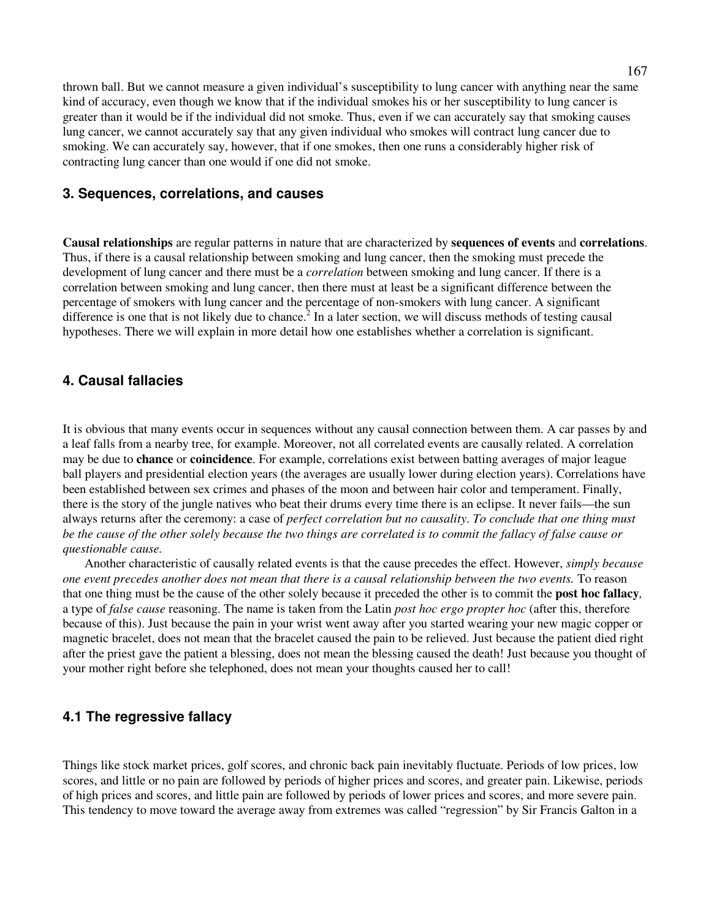thrown ball. But we cannot measure a given individual's susceptibility to lung cancer with anything near the same kind of accuracy, even though we know that if the individual smokes his or her susceptibility to lung cancer is greater than it would be if the individual did not smoke. Thus, even if we can accurately say that smoking causes lung cancer, we cannot accurately say that any given individual who smokes will contract lung cancer due to smoking. We can accurately say, however, that if one smokes, then one runs a considerably higher risk of contracting lung cancer than one would if one did not smoke.

## 3. Sequences, correlations, and causes

**Causal relationships** are regular patterns in nature that are characterized by **sequences of events** and **correlations**. Thus, if there is a causal relationship between smoking and lung cancer, then the smoking must precede the development of lung cancer and there must be a *correlation* between smoking and lung cancer. If there is a correlation between smoking and lung cancer, then there must at least be a significant difference between the percentage of smokers with lung cancer and the percentage of non-smokers with lung cancer. A significant difference is one that is not likely due to chance.[2] In a later section, we will discuss methods of testing causal hypotheses. There we will explain in more detail how one establishes whether a correlation is significant.

## 4. Causal fallacies

It is obvious that many events occur in sequences without any causal connection between them. A car passes by and a leaf falls from a nearby tree, for example. Moreover, not all correlated events are causally related. A correlation may be due to **chance** or **coincidence**. For example, correlations exist between batting averages of major league ball players and presidential election years (the averages are usually lower during election years). Correlations have been established between sex crimes and phases of the moon and between hair color and temperament. Finally, there is the story of the jungle natives who beat their drums every time there is an eclipse. It never fails—the sun always returns after the ceremony: a case of *perfect correlation but no causality*. *To conclude that one thing must be the cause of the other solely because the two things are correlated is to commit the fallacy of false cause or questionable cause.*

Another characteristic of causally related events is that the cause precedes the effect. However, *simply because one event precedes another does not mean that there is a causal relationship between the two events.* To reason that one thing must be the cause of the other solely because it preceded the other is to commit the **post hoc fallacy**, a type of *false cause* reasoning. The name is taken from the Latin *post hoc ergo propter hoc* (after this, therefore because of this). Just because the pain in your wrist went away after you started wearing your new magic copper or magnetic bracelet, does not mean that the bracelet caused the pain to be relieved. Just because the patient died right after the priest gave the patient a blessing, does not mean the blessing caused the death! Just because you thought of your mother right before she telephoned, does not mean your thoughts caused her to call!

### 4.1 The regressive fallacy

Things like stock market prices, golf scores, and chronic back pain inevitably fluctuate. Periods of low prices, low scores, and little or no pain are followed by periods of higher prices and scores, and greater pain. Likewise, periods of high prices and scores, and little pain are followed by periods of lower prices and scores, and more severe pain. This tendency to move toward the average away from extremes was called "regression" by Sir Francis Galton in a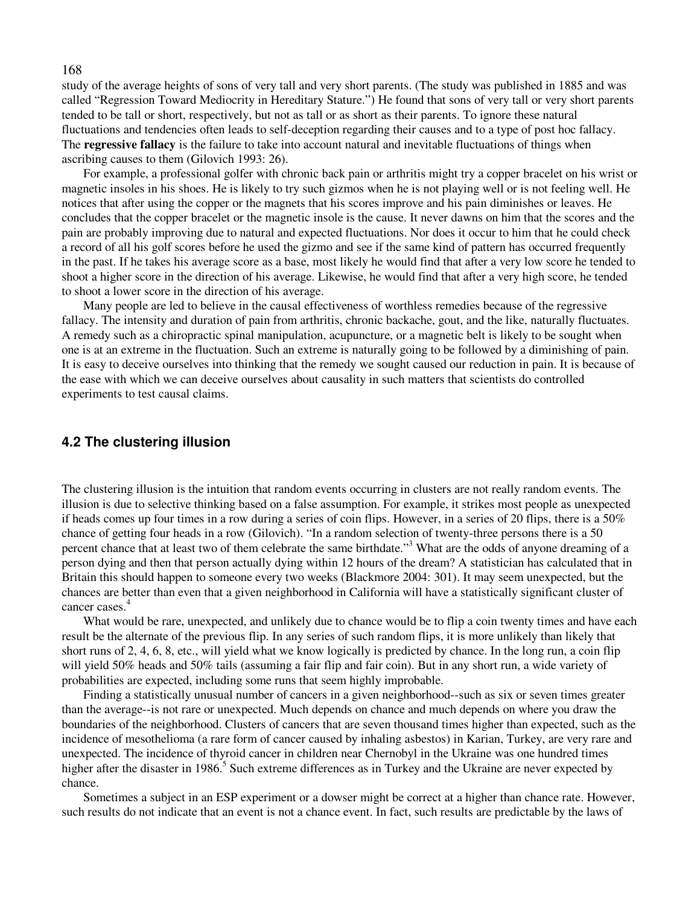study of the average heights of sons of very tall and very short parents. (The study was published in 1885 and was called "Regression Toward Mediocrity in Hereditary Stature.") He found that sons of very tall or very short parents tended to be tall or short, respectively, but not as tall or as short as their parents. To ignore these natural fluctuations and tendencies often leads to self-deception regarding their causes and to a type of post hoc fallacy. The **regressive fallacy** is the failure to take into account natural and inevitable fluctuations of things when ascribing causes to them (Gilovich 1993: 26).

For example, a professional golfer with chronic back pain or arthritis might try a copper bracelet on his wrist or magnetic insoles in his shoes. He is likely to try such gizmos when he is not playing well or is not feeling well. He notices that after using the copper or the magnets that his scores improve and his pain diminishes or leaves. He concludes that the copper bracelet or the magnetic insole is the cause. It never dawns on him that the scores and the pain are probably improving due to natural and expected fluctuations. Nor does it occur to him that he could check a record of all his golf scores before he used the gizmo and see if the same kind of pattern has occurred frequently in the past. If he takes his average score as a base, most likely he would find that after a very low score he tended to shoot a higher score in the direction of his average. Likewise, he would find that after a very high score, he tended to shoot a lower score in the direction of his average.

Many people are led to believe in the causal effectiveness of worthless remedies because of the regressive fallacy. The intensity and duration of pain from arthritis, chronic backache, gout, and the like, naturally fluctuates. A remedy such as a chiropractic spinal manipulation, acupuncture, or a magnetic belt is likely to be sought when one is at an extreme in the fluctuation. Such an extreme is naturally going to be followed by a diminishing of pain. It is easy to deceive ourselves into thinking that the remedy we sought caused our reduction in pain. It is because of the ease with which we can deceive ourselves about causality in such matters that scientists do controlled experiments to test causal claims.

### 4.2 The clustering illusion

The clustering illusion is the intuition that random events occurring in clusters are not really random events. The illusion is due to selective thinking based on a false assumption. For example, it strikes most people as unexpected if heads comes up four times in a row during a series of coin flips. However, in a series of 20 flips, there is a 50% chance of getting four heads in a row (Gilovich). "In a random selection of twenty-three persons there is a 50 percent chance that at least two of them celebrate the same birthdate."[3] What are the odds of anyone dreaming of a person dying and then that person actually dying within 12 hours of the dream? A statistician has calculated that in Britain this should happen to someone every two weeks (Blackmore 2004: 301). It may seem unexpected, but the chances are better than even that a given neighborhood in California will have a statistically significant cluster of cancer cases.[4]

What would be rare, unexpected, and unlikely due to chance would be to flip a coin twenty times and have each result be the alternate of the previous flip. In any series of such random flips, it is more unlikely than likely that short runs of 2, 4, 6, 8, etc., will yield what we know logically is predicted by chance. In the long run, a coin flip will yield 50% heads and 50% tails (assuming a fair flip and fair coin). But in any short run, a wide variety of probabilities are expected, including some runs that seem highly improbable.

Finding a statistically unusual number of cancers in a given neighborhood--such as six or seven times greater than the average--is not rare or unexpected. Much depends on chance and much depends on where you draw the boundaries of the neighborhood. Clusters of cancers that are seven thousand times higher than expected, such as the incidence of mesothelioma (a rare form of cancer caused by inhaling asbestos) in Karian, Turkey, are very rare and unexpected. The incidence of thyroid cancer in children near Chernobyl in the Ukraine was one hundred times higher after the disaster in 1986.[5] Such extreme differences as in Turkey and the Ukraine are never expected by chance.

Sometimes a subject in an ESP experiment or a dowser might be correct at a higher than chance rate. However, such results do not indicate that an event is not a chance event. In fact, such results are predictable by the laws of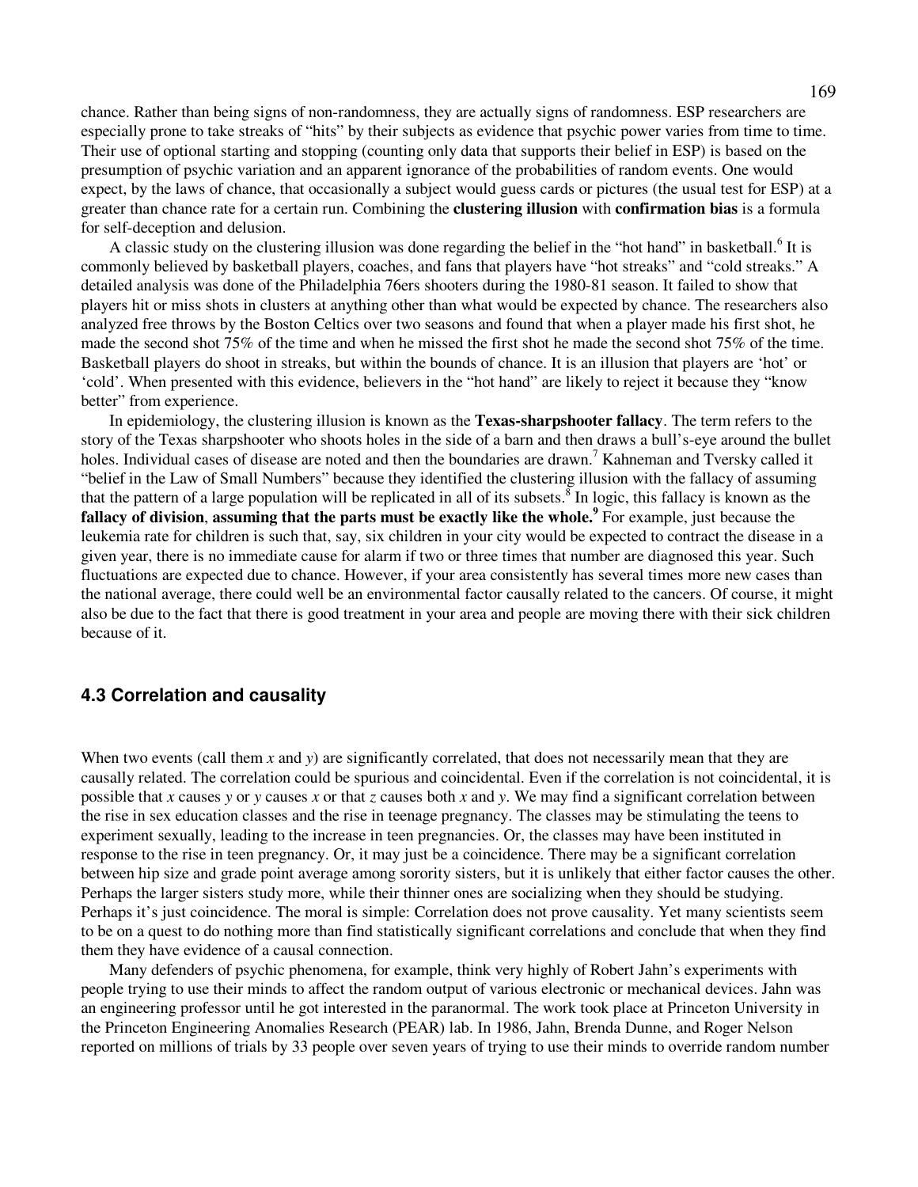chance. Rather than being signs of non-randomness, they are actually signs of randomness. ESP researchers are especially prone to take streaks of "hits" by their subjects as evidence that psychic power varies from time to time. Their use of optional starting and stopping (counting only data that supports their belief in ESP) is based on the presumption of psychic variation and an apparent ignorance of the probabilities of random events. One would expect, by the laws of chance, that occasionally a subject would guess cards or pictures (the usual test for ESP) at a greater than chance rate for a certain run. Combining the **clustering illusion** with **confirmation bias** is a formula for self-deception and delusion.

A classic study on the clustering illusion was done regarding the belief in the "hot hand" in basketball.[6] It is commonly believed by basketball players, coaches, and fans that players have "hot streaks" and "cold streaks." A detailed analysis was done of the Philadelphia 76ers shooters during the 1980-81 season. It failed to show that players hit or miss shots in clusters at anything other than what would be expected by chance. The researchers also analyzed free throws by the Boston Celtics over two seasons and found that when a player made his first shot, he made the second shot 75% of the time and when he missed the first shot he made the second shot 75% of the time. Basketball players do shoot in streaks, but within the bounds of chance. It is an illusion that players are 'hot' or 'cold'. When presented with this evidence, believers in the "hot hand" are likely to reject it because they "know better" from experience.

In epidemiology, the clustering illusion is known as the **Texas-sharpshooter fallacy**. The term refers to the story of the Texas sharpshooter who shoots holes in the side of a barn and then draws a bull's-eye around the bullet holes. Individual cases of disease are noted and then the boundaries are drawn.[7] Kahneman and Tversky called it "belief in the Law of Small Numbers" because they identified the clustering illusion with the fallacy of assuming that the pattern of a large population will be replicated in all of its subsets.[8] In logic, this fallacy is known as the **fallacy of division**, **assuming that the parts must be exactly like the whole.**[9] For example, just because the leukemia rate for children is such that, say, six children in your city would be expected to contract the disease in a given year, there is no immediate cause for alarm if two or three times that number are diagnosed this year. Such fluctuations are expected due to chance. However, if your area consistently has several times more new cases than the national average, there could well be an environmental factor causally related to the cancers. Of course, it might also be due to the fact that there is good treatment in your area and people are moving there with their sick children because of it.

### 4.3 Correlation and causality

When two events (call them *x* and *y*) are significantly correlated, that does not necessarily mean that they are causally related. The correlation could be spurious and coincidental. Even if the correlation is not coincidental, it is possible that *x* causes *y* or *y* causes *x* or that *z* causes both *x* and *y*. We may find a significant correlation between the rise in sex education classes and the rise in teenage pregnancy. The classes may be stimulating the teens to experiment sexually, leading to the increase in teen pregnancies. Or, the classes may have been instituted in response to the rise in teen pregnancy. Or, it may just be a coincidence. There may be a significant correlation between hip size and grade point average among sorority sisters, but it is unlikely that either factor causes the other. Perhaps the larger sisters study more, while their thinner ones are socializing when they should be studying. Perhaps it's just coincidence. The moral is simple: Correlation does not prove causality. Yet many scientists seem to be on a quest to do nothing more than find statistically significant correlations and conclude that when they find them they have evidence of a causal connection.

Many defenders of psychic phenomena, for example, think very highly of Robert Jahn's experiments with people trying to use their minds to affect the random output of various electronic or mechanical devices. Jahn was an engineering professor until he got interested in the paranormal. The work took place at Princeton University in the Princeton Engineering Anomalies Research (PEAR) lab. In 1986, Jahn, Brenda Dunne, and Roger Nelson reported on millions of trials by 33 people over seven years of trying to use their minds to override random number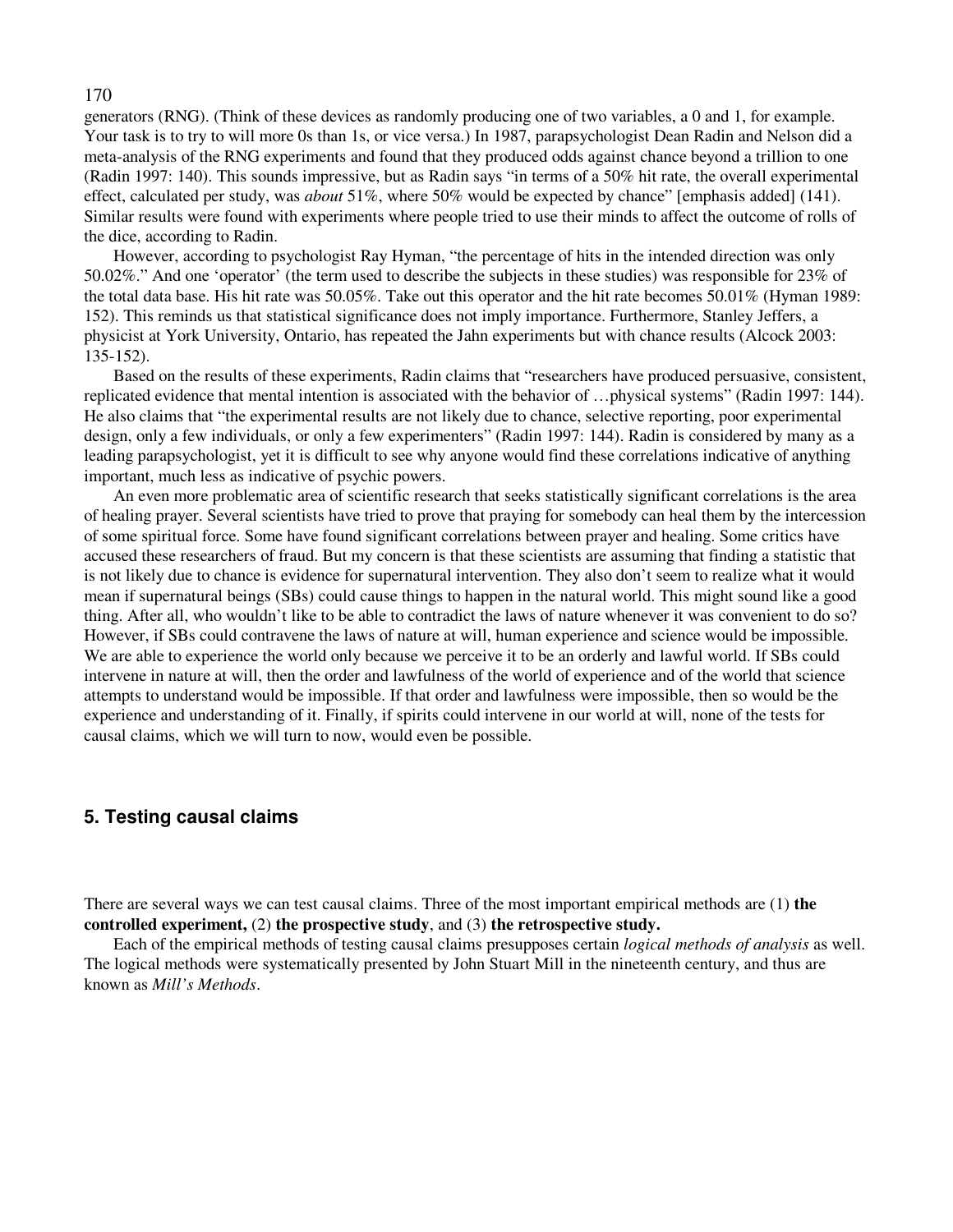generators (RNG). (Think of these devices as randomly producing one of two variables, a 0 and 1, for example. Your task is to try to will more 0s than 1s, or vice versa.) In 1987, parapsychologist Dean Radin and Nelson did a meta-analysis of the RNG experiments and found that they produced odds against chance beyond a trillion to one (Radin 1997: 140). This sounds impressive, but as Radin says "in terms of a 50% hit rate, the overall experimental effect, calculated per study, was *about* 51%, where 50% would be expected by chance" [emphasis added] (141). Similar results were found with experiments where people tried to use their minds to affect the outcome of rolls of the dice, according to Radin.

However, according to psychologist Ray Hyman, "the percentage of hits in the intended direction was only 50.02%." And one 'operator' (the term used to describe the subjects in these studies) was responsible for 23% of the total data base. His hit rate was 50.05%. Take out this operator and the hit rate becomes 50.01% (Hyman 1989: 152). This reminds us that statistical significance does not imply importance. Furthermore, Stanley Jeffers, a physicist at York University, Ontario, has repeated the Jahn experiments but with chance results (Alcock 2003: 135-152).

Based on the results of these experiments, Radin claims that "researchers have produced persuasive, consistent, replicated evidence that mental intention is associated with the behavior of …physical systems" (Radin 1997: 144). He also claims that "the experimental results are not likely due to chance, selective reporting, poor experimental design, only a few individuals, or only a few experimenters" (Radin 1997: 144). Radin is considered by many as a leading parapsychologist, yet it is difficult to see why anyone would find these correlations indicative of anything important, much less as indicative of psychic powers.

An even more problematic area of scientific research that seeks statistically significant correlations is the area of healing prayer. Several scientists have tried to prove that praying for somebody can heal them by the intercession of some spiritual force. Some have found significant correlations between prayer and healing. Some critics have accused these researchers of fraud. But my concern is that these scientists are assuming that finding a statistic that is not likely due to chance is evidence for supernatural intervention. They also don't seem to realize what it would mean if supernatural beings (SBs) could cause things to happen in the natural world. This might sound like a good thing. After all, who wouldn't like to be able to contradict the laws of nature whenever it was convenient to do so? However, if SBs could contravene the laws of nature at will, human experience and science would be impossible. We are able to experience the world only because we perceive it to be an orderly and lawful world. If SBs could intervene in nature at will, then the order and lawfulness of the world of experience and of the world that science attempts to understand would be impossible. If that order and lawfulness were impossible, then so would be the experience and understanding of it. Finally, if spirits could intervene in our world at will, none of the tests for causal claims, which we will turn to now, would even be possible.

## 5. Testing causal claims

There are several ways we can test causal claims. Three of the most important empirical methods are (1) **the controlled experiment,** (2) **the prospective study**, and (3) **the retrospective study.**

Each of the empirical methods of testing causal claims presupposes certain *logical methods of analysis* as well. The logical methods were systematically presented by John Stuart Mill in the nineteenth century, and thus are known as *Mill's Methods*.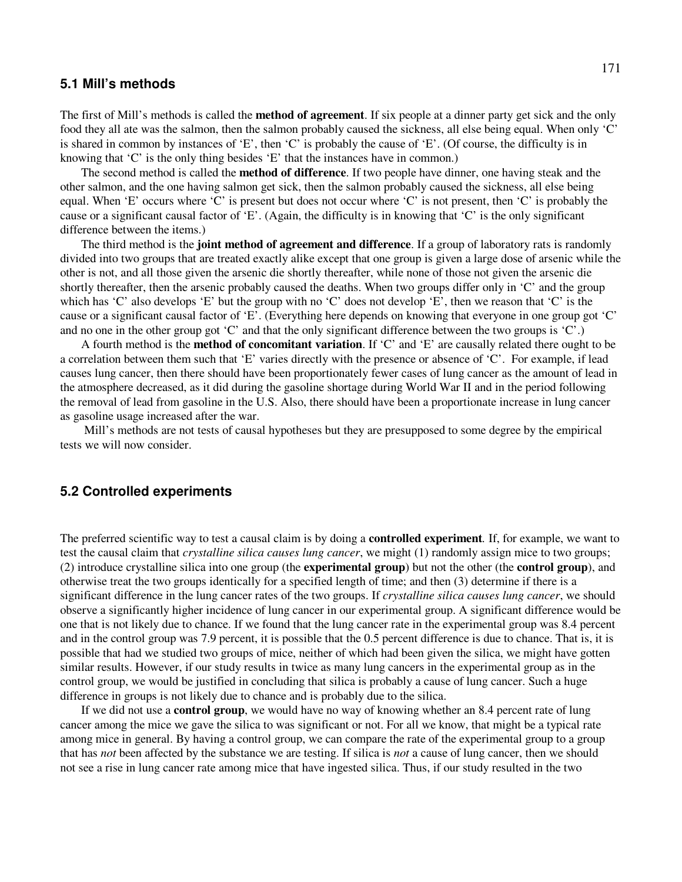## 5.1 Mill's methods

The first of Mill's methods is called the **method of agreement**. If six people at a dinner party get sick and the only food they all ate was the salmon, then the salmon probably caused the sickness, all else being equal. When only 'C' is shared in common by instances of 'E', then 'C' is probably the cause of 'E'. (Of course, the difficulty is in knowing that 'C' is the only thing besides 'E' that the instances have in common.)

The second method is called the **method of difference**. If two people have dinner, one having steak and the other salmon, and the one having salmon get sick, then the salmon probably caused the sickness, all else being equal. When 'E' occurs where 'C' is present but does not occur where 'C' is not present, then 'C' is probably the cause or a significant causal factor of 'E'. (Again, the difficulty is in knowing that 'C' is the only significant difference between the items.)

The third method is the **joint method of agreement and difference**. If a group of laboratory rats is randomly divided into two groups that are treated exactly alike except that one group is given a large dose of arsenic while the other is not, and all those given the arsenic die shortly thereafter, while none of those not given the arsenic die shortly thereafter, then the arsenic probably caused the deaths. When two groups differ only in 'C' and the group which has 'C' also develops 'E' but the group with no 'C' does not develop 'E', then we reason that 'C' is the cause or a significant causal factor of 'E'. (Everything here depends on knowing that everyone in one group got 'C' and no one in the other group got 'C' and that the only significant difference between the two groups is 'C'.)

A fourth method is the **method of concomitant variation**. If 'C' and 'E' are causally related there ought to be a correlation between them such that 'E' varies directly with the presence or absence of 'C'. For example, if lead causes lung cancer, then there should have been proportionately fewer cases of lung cancer as the amount of lead in the atmosphere decreased, as it did during the gasoline shortage during World War II and in the period following the removal of lead from gasoline in the U.S. Also, there should have been a proportionate increase in lung cancer as gasoline usage increased after the war.

Mill's methods are not tests of causal hypotheses but they are presupposed to some degree by the empirical tests we will now consider.

## 5.2 Controlled experiments

The preferred scientific way to test a causal claim is by doing a **controlled experiment**. If, for example, we want to test the causal claim that *crystalline silica causes lung cancer*, we might (1) randomly assign mice to two groups; (2) introduce crystalline silica into one group (the **experimental group**) but not the other (the **control group**), and otherwise treat the two groups identically for a specified length of time; and then (3) determine if there is a significant difference in the lung cancer rates of the two groups. If *crystalline silica causes lung cancer*, we should observe a significantly higher incidence of lung cancer in our experimental group. A significant difference would be one that is not likely due to chance. If we found that the lung cancer rate in the experimental group was 8.4 percent and in the control group was 7.9 percent, it is possible that the 0.5 percent difference is due to chance. That is, it is possible that had we studied two groups of mice, neither of which had been given the silica, we might have gotten similar results. However, if our study results in twice as many lung cancers in the experimental group as in the control group, we would be justified in concluding that silica is probably a cause of lung cancer. Such a huge difference in groups is not likely due to chance and is probably due to the silica.

If we did not use a **control group**, we would have no way of knowing whether an 8.4 percent rate of lung cancer among the mice we gave the silica to was significant or not. For all we know, that might be a typical rate among mice in general. By having a control group, we can compare the rate of the experimental group to a group that has *not* been affected by the substance we are testing. If silica is *not* a cause of lung cancer, then we should not see a rise in lung cancer rate among mice that have ingested silica. Thus, if our study resulted in the two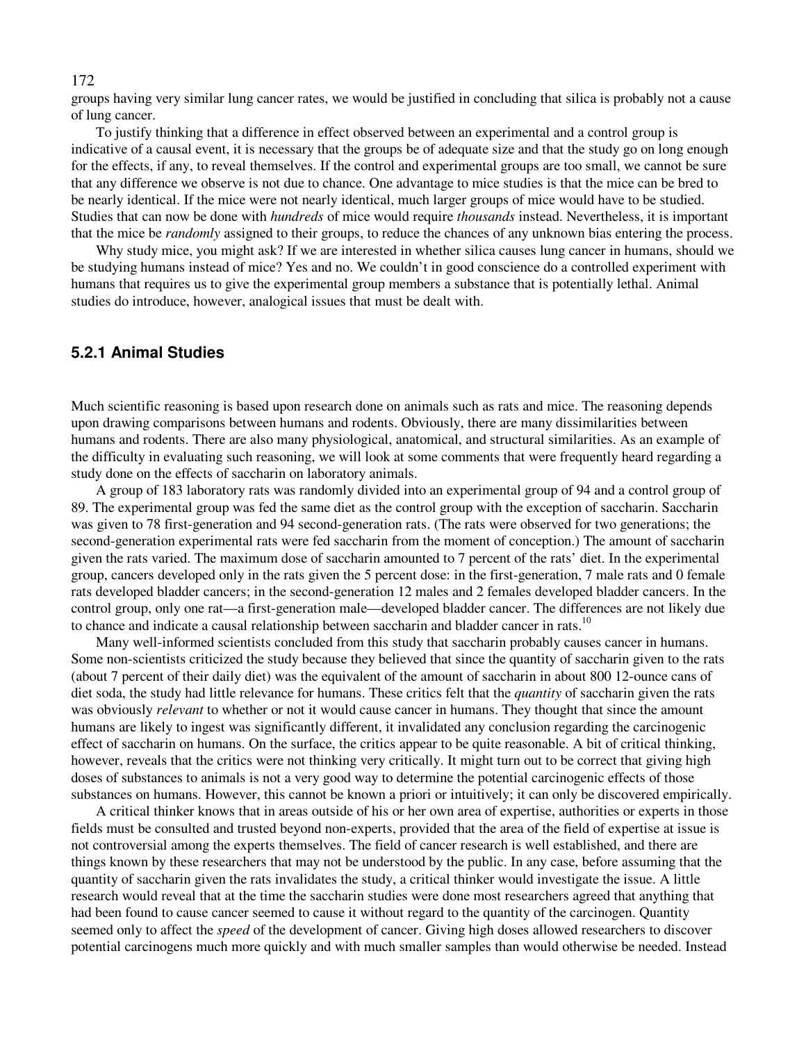groups having very similar lung cancer rates, we would be justified in concluding that silica is probably not a cause of lung cancer.

To justify thinking that a difference in effect observed between an experimental and a control group is indicative of a causal event, it is necessary that the groups be of adequate size and that the study go on long enough for the effects, if any, to reveal themselves. If the control and experimental groups are too small, we cannot be sure that any difference we observe is not due to chance. One advantage to mice studies is that the mice can be bred to be nearly identical. If the mice were not nearly identical, much larger groups of mice would have to be studied. Studies that can now be done with *hundreds* of mice would require *thousands* instead. Nevertheless, it is important that the mice be *randomly* assigned to their groups, to reduce the chances of any unknown bias entering the process.

Why study mice, you might ask? If we are interested in whether silica causes lung cancer in humans, should we be studying humans instead of mice? Yes and no. We couldn't in good conscience do a controlled experiment with humans that requires us to give the experimental group members a substance that is potentially lethal. Animal studies do introduce, however, analogical issues that must be dealt with.

### 5.2.1 Animal Studies

Much scientific reasoning is based upon research done on animals such as rats and mice. The reasoning depends upon drawing comparisons between humans and rodents. Obviously, there are many dissimilarities between humans and rodents. There are also many physiological, anatomical, and structural similarities. As an example of the difficulty in evaluating such reasoning, we will look at some comments that were frequently heard regarding a study done on the effects of saccharin on laboratory animals.

A group of 183 laboratory rats was randomly divided into an experimental group of 94 and a control group of 89. The experimental group was fed the same diet as the control group with the exception of saccharin. Saccharin was given to 78 first-generation and 94 second-generation rats. (The rats were observed for two generations; the second-generation experimental rats were fed saccharin from the moment of conception.) The amount of saccharin given the rats varied. The maximum dose of saccharin amounted to 7 percent of the rats' diet. In the experimental group, cancers developed only in the rats given the 5 percent dose: in the first-generation, 7 male rats and 0 female rats developed bladder cancers; in the second-generation 12 males and 2 females developed bladder cancers. In the control group, only one rat—a first-generation male—developed bladder cancer. The differences are not likely due to chance and indicate a causal relationship between saccharin and bladder cancer in rats.[10]

Many well-informed scientists concluded from this study that saccharin probably causes cancer in humans. Some non-scientists criticized the study because they believed that since the quantity of saccharin given to the rats (about 7 percent of their daily diet) was the equivalent of the amount of saccharin in about 800 12-ounce cans of diet soda, the study had little relevance for humans. These critics felt that the *quantity* of saccharin given the rats was obviously *relevant* to whether or not it would cause cancer in humans. They thought that since the amount humans are likely to ingest was significantly different, it invalidated any conclusion regarding the carcinogenic effect of saccharin on humans. On the surface, the critics appear to be quite reasonable. A bit of critical thinking, however, reveals that the critics were not thinking very critically. It might turn out to be correct that giving high doses of substances to animals is not a very good way to determine the potential carcinogenic effects of those substances on humans. However, this cannot be known a priori or intuitively; it can only be discovered empirically.

A critical thinker knows that in areas outside of his or her own area of expertise, authorities or experts in those fields must be consulted and trusted beyond non-experts, provided that the area of the field of expertise at issue is not controversial among the experts themselves. The field of cancer research is well established, and there are things known by these researchers that may not be understood by the public. In any case, before assuming that the quantity of saccharin given the rats invalidates the study, a critical thinker would investigate the issue. A little research would reveal that at the time the saccharin studies were done most researchers agreed that anything that had been found to cause cancer seemed to cause it without regard to the quantity of the carcinogen. Quantity seemed only to affect the *speed* of the development of cancer. Giving high doses allowed researchers to discover potential carcinogens much more quickly and with much smaller samples than would otherwise be needed. Instead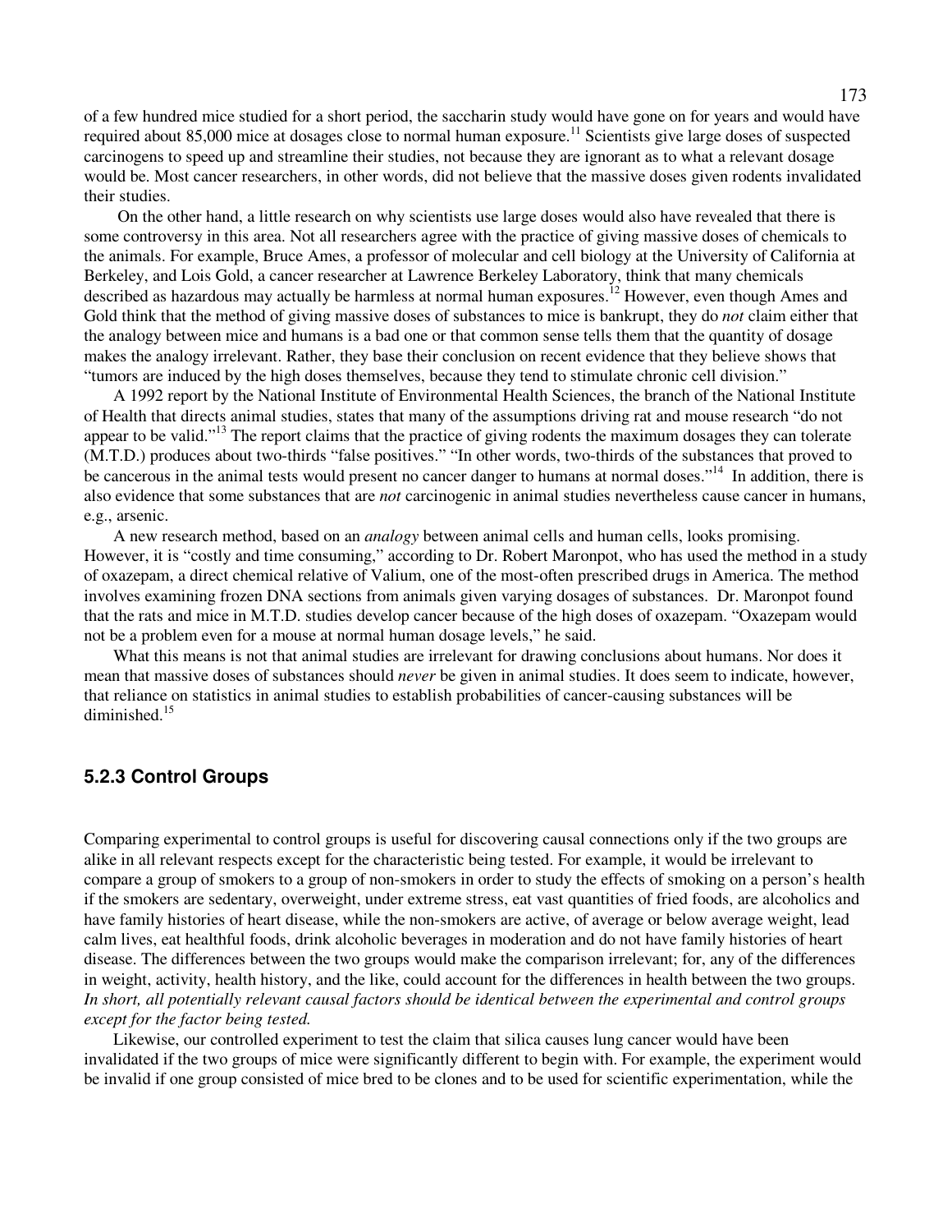of a few hundred mice studied for a short period, the saccharin study would have gone on for years and would have required about 85,000 mice at dosages close to normal human exposure.[11] Scientists give large doses of suspected carcinogens to speed up and streamline their studies, not because they are ignorant as to what a relevant dosage would be. Most cancer researchers, in other words, did not believe that the massive doses given rodents invalidated their studies.

On the other hand, a little research on why scientists use large doses would also have revealed that there is some controversy in this area. Not all researchers agree with the practice of giving massive doses of chemicals to the animals. For example, Bruce Ames, a professor of molecular and cell biology at the University of California at Berkeley, and Lois Gold, a cancer researcher at Lawrence Berkeley Laboratory, think that many chemicals described as hazardous may actually be harmless at normal human exposures.[12] However, even though Ames and Gold think that the method of giving massive doses of substances to mice is bankrupt, they do *not* claim either that the analogy between mice and humans is a bad one or that common sense tells them that the quantity of dosage makes the analogy irrelevant. Rather, they base their conclusion on recent evidence that they believe shows that "tumors are induced by the high doses themselves, because they tend to stimulate chronic cell division."

A 1992 report by the National Institute of Environmental Health Sciences, the branch of the National Institute of Health that directs animal studies, states that many of the assumptions driving rat and mouse research "do not appear to be valid."[13] The report claims that the practice of giving rodents the maximum dosages they can tolerate (M.T.D.) produces about two-thirds "false positives." "In other words, two-thirds of the substances that proved to be cancerous in the animal tests would present no cancer danger to humans at normal doses."[14] In addition, there is also evidence that some substances that are *not* carcinogenic in animal studies nevertheless cause cancer in humans, e.g., arsenic.

A new research method, based on an *analogy* between animal cells and human cells, looks promising. However, it is "costly and time consuming," according to Dr. Robert Maronpot, who has used the method in a study of oxazepam, a direct chemical relative of Valium, one of the most-often prescribed drugs in America. The method involves examining frozen DNA sections from animals given varying dosages of substances. Dr. Maronpot found that the rats and mice in M.T.D. studies develop cancer because of the high doses of oxazepam. "Oxazepam would not be a problem even for a mouse at normal human dosage levels," he said.

What this means is not that animal studies are irrelevant for drawing conclusions about humans. Nor does it mean that massive doses of substances should *never* be given in animal studies. It does seem to indicate, however, that reliance on statistics in animal studies to establish probabilities of cancer-causing substances will be diminished.[15]

### 5.2.3 Control Groups

Comparing experimental to control groups is useful for discovering causal connections only if the two groups are alike in all relevant respects except for the characteristic being tested. For example, it would be irrelevant to compare a group of smokers to a group of non-smokers in order to study the effects of smoking on a person's health if the smokers are sedentary, overweight, under extreme stress, eat vast quantities of fried foods, are alcoholics and have family histories of heart disease, while the non-smokers are active, of average or below average weight, lead calm lives, eat healthful foods, drink alcoholic beverages in moderation and do not have family histories of heart disease. The differences between the two groups would make the comparison irrelevant; for, any of the differences in weight, activity, health history, and the like, could account for the differences in health between the two groups. *In short, all potentially relevant causal factors should be identical between the experimental and control groups except for the factor being tested.*

Likewise, our controlled experiment to test the claim that silica causes lung cancer would have been invalidated if the two groups of mice were significantly different to begin with. For example, the experiment would be invalid if one group consisted of mice bred to be clones and to be used for scientific experimentation, while the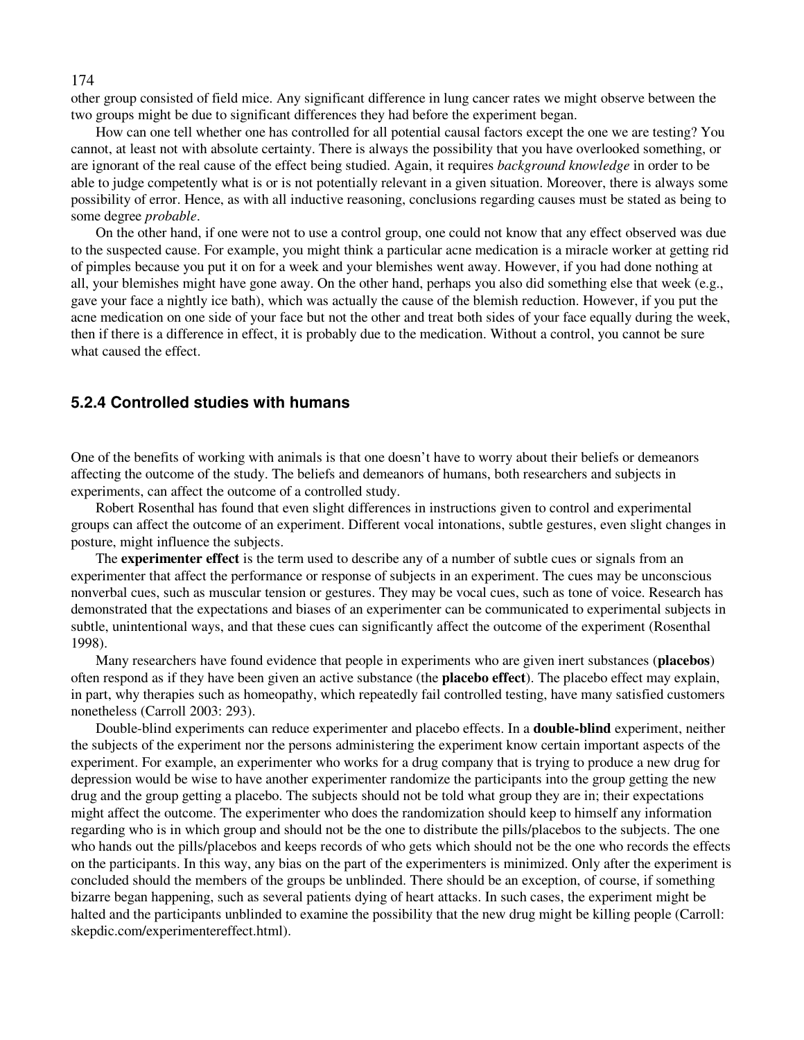other group consisted of field mice. Any significant difference in lung cancer rates we might observe between the two groups might be due to significant differences they had before the experiment began.

How can one tell whether one has controlled for all potential causal factors except the one we are testing? You cannot, at least not with absolute certainty. There is always the possibility that you have overlooked something, or are ignorant of the real cause of the effect being studied. Again, it requires *background knowledge* in order to be able to judge competently what is or is not potentially relevant in a given situation. Moreover, there is always some possibility of error. Hence, as with all inductive reasoning, conclusions regarding causes must be stated as being to some degree *probable*.

On the other hand, if one were not to use a control group, one could not know that any effect observed was due to the suspected cause. For example, you might think a particular acne medication is a miracle worker at getting rid of pimples because you put it on for a week and your blemishes went away. However, if you had done nothing at all, your blemishes might have gone away. On the other hand, perhaps you also did something else that week (e.g., gave your face a nightly ice bath), which was actually the cause of the blemish reduction. However, if you put the acne medication on one side of your face but not the other and treat both sides of your face equally during the week, then if there is a difference in effect, it is probably due to the medication. Without a control, you cannot be sure what caused the effect.

### 5.2.4 Controlled studies with humans

One of the benefits of working with animals is that one doesn't have to worry about their beliefs or demeanors affecting the outcome of the study. The beliefs and demeanors of humans, both researchers and subjects in experiments, can affect the outcome of a controlled study.

Robert Rosenthal has found that even slight differences in instructions given to control and experimental groups can affect the outcome of an experiment. Different vocal intonations, subtle gestures, even slight changes in posture, might influence the subjects.

The **experimenter effect** is the term used to describe any of a number of subtle cues or signals from an experimenter that affect the performance or response of subjects in an experiment. The cues may be unconscious nonverbal cues, such as muscular tension or gestures. They may be vocal cues, such as tone of voice. Research has demonstrated that the expectations and biases of an experimenter can be communicated to experimental subjects in subtle, unintentional ways, and that these cues can significantly affect the outcome of the experiment (Rosenthal 1998).

Many researchers have found evidence that people in experiments who are given inert substances (**placebos**) often respond as if they have been given an active substance (the **placebo effect**). The placebo effect may explain, in part, why therapies such as homeopathy, which repeatedly fail controlled testing, have many satisfied customers nonetheless (Carroll 2003: 293).

Double-blind experiments can reduce experimenter and placebo effects. In a **double-blind** experiment, neither the subjects of the experiment nor the persons administering the experiment know certain important aspects of the experiment. For example, an experimenter who works for a drug company that is trying to produce a new drug for depression would be wise to have another experimenter randomize the participants into the group getting the new drug and the group getting a placebo. The subjects should not be told what group they are in; their expectations might affect the outcome. The experimenter who does the randomization should keep to himself any information regarding who is in which group and should not be the one to distribute the pills/placebos to the subjects. The one who hands out the pills/placebos and keeps records of who gets which should not be the one who records the effects on the participants. In this way, any bias on the part of the experimenters is minimized. Only after the experiment is concluded should the members of the groups be unblinded. There should be an exception, of course, if something bizarre began happening, such as several patients dying of heart attacks. In such cases, the experiment might be halted and the participants unblinded to examine the possibility that the new drug might be killing people (Carroll: skepdic.com/experimentereffect.html).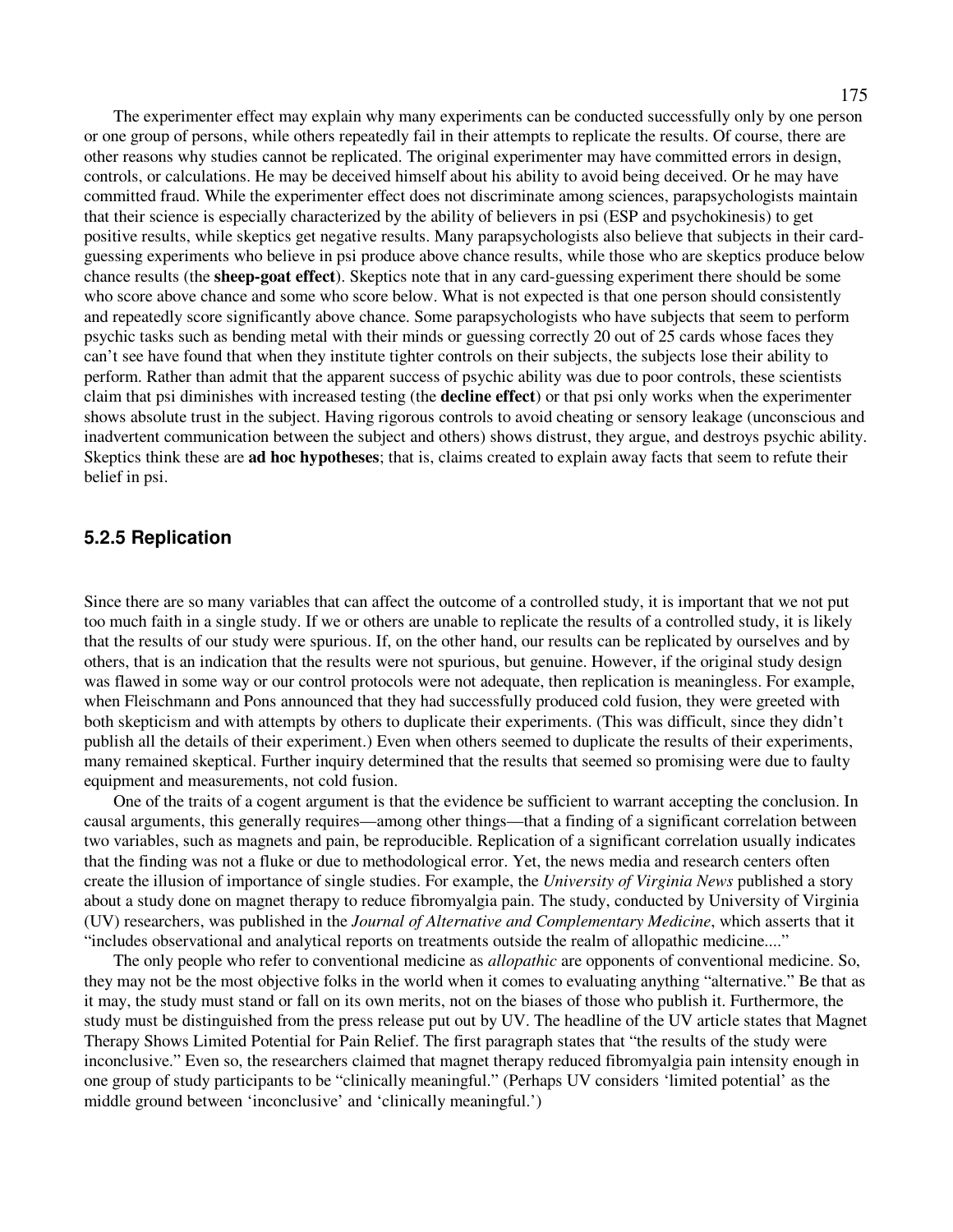The experimenter effect may explain why many experiments can be conducted successfully only by one person or one group of persons, while others repeatedly fail in their attempts to replicate the results. Of course, there are other reasons why studies cannot be replicated. The original experimenter may have committed errors in design, controls, or calculations. He may be deceived himself about his ability to avoid being deceived. Or he may have committed fraud. While the experimenter effect does not discriminate among sciences, parapsychologists maintain that their science is especially characterized by the ability of believers in psi (ESP and psychokinesis) to get positive results, while skeptics get negative results. Many parapsychologists also believe that subjects in their card-guessing experiments who believe in psi produce above chance results, while those who are skeptics produce below chance results (the **sheep-goat effect**). Skeptics note that in any card-guessing experiment there should be some who score above chance and some who score below. What is not expected is that one person should consistently and repeatedly score significantly above chance. Some parapsychologists who have subjects that seem to perform psychic tasks such as bending metal with their minds or guessing correctly 20 out of 25 cards whose faces they can't see have found that when they institute tighter controls on their subjects, the subjects lose their ability to perform. Rather than admit that the apparent success of psychic ability was due to poor controls, these scientists claim that psi diminishes with increased testing (the **decline effect**) or that psi only works when the experimenter shows absolute trust in the subject. Having rigorous controls to avoid cheating or sensory leakage (unconscious and inadvertent communication between the subject and others) shows distrust, they argue, and destroys psychic ability. Skeptics think these are **ad hoc hypotheses**; that is, claims created to explain away facts that seem to refute their belief in psi.

### 5.2.5 Replication

Since there are so many variables that can affect the outcome of a controlled study, it is important that we not put too much faith in a single study. If we or others are unable to replicate the results of a controlled study, it is likely that the results of our study were spurious. If, on the other hand, our results can be replicated by ourselves and by others, that is an indication that the results were not spurious, but genuine. However, if the original study design was flawed in some way or our control protocols were not adequate, then replication is meaningless. For example, when Fleischmann and Pons announced that they had successfully produced cold fusion, they were greeted with both skepticism and with attempts by others to duplicate their experiments. (This was difficult, since they didn't publish all the details of their experiment.) Even when others seemed to duplicate the results of their experiments, many remained skeptical. Further inquiry determined that the results that seemed so promising were due to faulty equipment and measurements, not cold fusion.

One of the traits of a cogent argument is that the evidence be sufficient to warrant accepting the conclusion. In causal arguments, this generally requires—among other things—that a finding of a significant correlation between two variables, such as magnets and pain, be reproducible. Replication of a significant correlation usually indicates that the finding was not a fluke or due to methodological error. Yet, the news media and research centers often create the illusion of importance of single studies. For example, the *University of Virginia News* published a story about a study done on magnet therapy to reduce fibromyalgia pain. The study, conducted by University of Virginia (UV) researchers, was published in the *Journal of Alternative and Complementary Medicine*, which asserts that it "includes observational and analytical reports on treatments outside the realm of allopathic medicine...."

The only people who refer to conventional medicine as *allopathic* are opponents of conventional medicine. So, they may not be the most objective folks in the world when it comes to evaluating anything "alternative." Be that as it may, the study must stand or fall on its own merits, not on the biases of those who publish it. Furthermore, the study must be distinguished from the press release put out by UV. The headline of the UV article states that Magnet Therapy Shows Limited Potential for Pain Relief. The first paragraph states that "the results of the study were inconclusive." Even so, the researchers claimed that magnet therapy reduced fibromyalgia pain intensity enough in one group of study participants to be "clinically meaningful." (Perhaps UV considers 'limited potential' as the middle ground between 'inconclusive' and 'clinically meaningful.')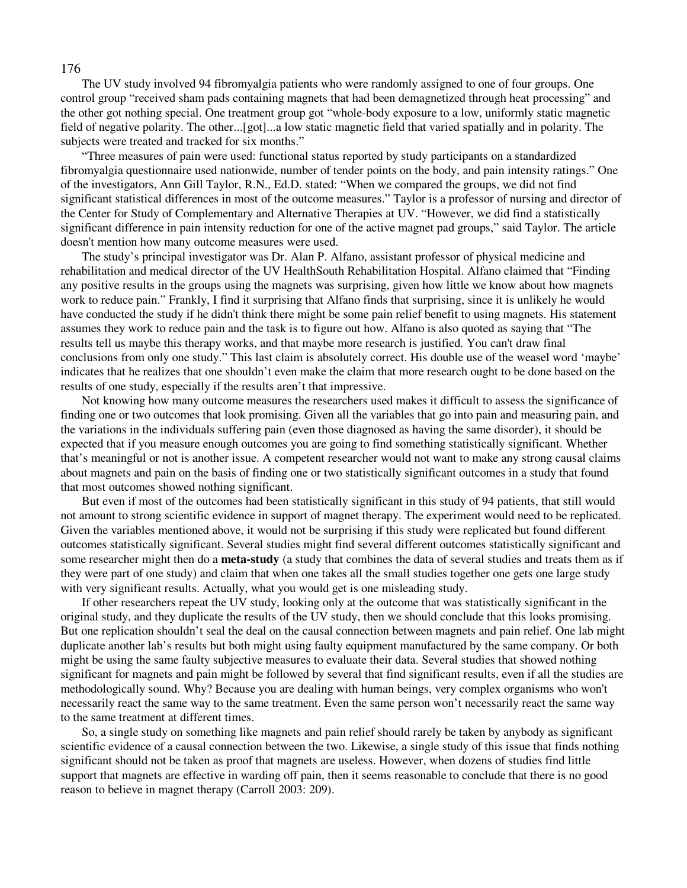The UV study involved 94 fibromyalgia patients who were randomly assigned to one of four groups. One control group "received sham pads containing magnets that had been demagnetized through heat processing" and the other got nothing special. One treatment group got "whole-body exposure to a low, uniformly static magnetic field of negative polarity. The other...[got]...a low static magnetic field that varied spatially and in polarity. The subjects were treated and tracked for six months."

"Three measures of pain were used: functional status reported by study participants on a standardized fibromyalgia questionnaire used nationwide, number of tender points on the body, and pain intensity ratings." One of the investigators, Ann Gill Taylor, R.N., Ed.D. stated: "When we compared the groups, we did not find significant statistical differences in most of the outcome measures." Taylor is a professor of nursing and director of the Center for Study of Complementary and Alternative Therapies at UV. "However, we did find a statistically significant difference in pain intensity reduction for one of the active magnet pad groups," said Taylor. The article doesn't mention how many outcome measures were used.

The study's principal investigator was Dr. Alan P. Alfano, assistant professor of physical medicine and rehabilitation and medical director of the UV HealthSouth Rehabilitation Hospital. Alfano claimed that "Finding any positive results in the groups using the magnets was surprising, given how little we know about how magnets work to reduce pain." Frankly, I find it surprising that Alfano finds that surprising, since it is unlikely he would have conducted the study if he didn't think there might be some pain relief benefit to using magnets. His statement assumes they work to reduce pain and the task is to figure out how. Alfano is also quoted as saying that "The results tell us maybe this therapy works, and that maybe more research is justified. You can't draw final conclusions from only one study." This last claim is absolutely correct. His double use of the weasel word 'maybe' indicates that he realizes that one shouldn't even make the claim that more research ought to be done based on the results of one study, especially if the results aren't that impressive.

Not knowing how many outcome measures the researchers used makes it difficult to assess the significance of finding one or two outcomes that look promising. Given all the variables that go into pain and measuring pain, and the variations in the individuals suffering pain (even those diagnosed as having the same disorder), it should be expected that if you measure enough outcomes you are going to find something statistically significant. Whether that's meaningful or not is another issue. A competent researcher would not want to make any strong causal claims about magnets and pain on the basis of finding one or two statistically significant outcomes in a study that found that most outcomes showed nothing significant.

But even if most of the outcomes had been statistically significant in this study of 94 patients, that still would not amount to strong scientific evidence in support of magnet therapy. The experiment would need to be replicated. Given the variables mentioned above, it would not be surprising if this study were replicated but found different outcomes statistically significant. Several studies might find several different outcomes statistically significant and some researcher might then do a **meta-study** (a study that combines the data of several studies and treats them as if they were part of one study) and claim that when one takes all the small studies together one gets one large study with very significant results. Actually, what you would get is one misleading study.

If other researchers repeat the UV study, looking only at the outcome that was statistically significant in the original study, and they duplicate the results of the UV study, then we should conclude that this looks promising. But one replication shouldn't seal the deal on the causal connection between magnets and pain relief. One lab might duplicate another lab's results but both might using faulty equipment manufactured by the same company. Or both might be using the same faulty subjective measures to evaluate their data. Several studies that showed nothing significant for magnets and pain might be followed by several that find significant results, even if all the studies are methodologically sound. Why? Because you are dealing with human beings, very complex organisms who won't necessarily react the same way to the same treatment. Even the same person won't necessarily react the same way to the same treatment at different times.

So, a single study on something like magnets and pain relief should rarely be taken by anybody as significant scientific evidence of a causal connection between the two. Likewise, a single study of this issue that finds nothing significant should not be taken as proof that magnets are useless. However, when dozens of studies find little support that magnets are effective in warding off pain, then it seems reasonable to conclude that there is no good reason to believe in magnet therapy (Carroll 2003: 209).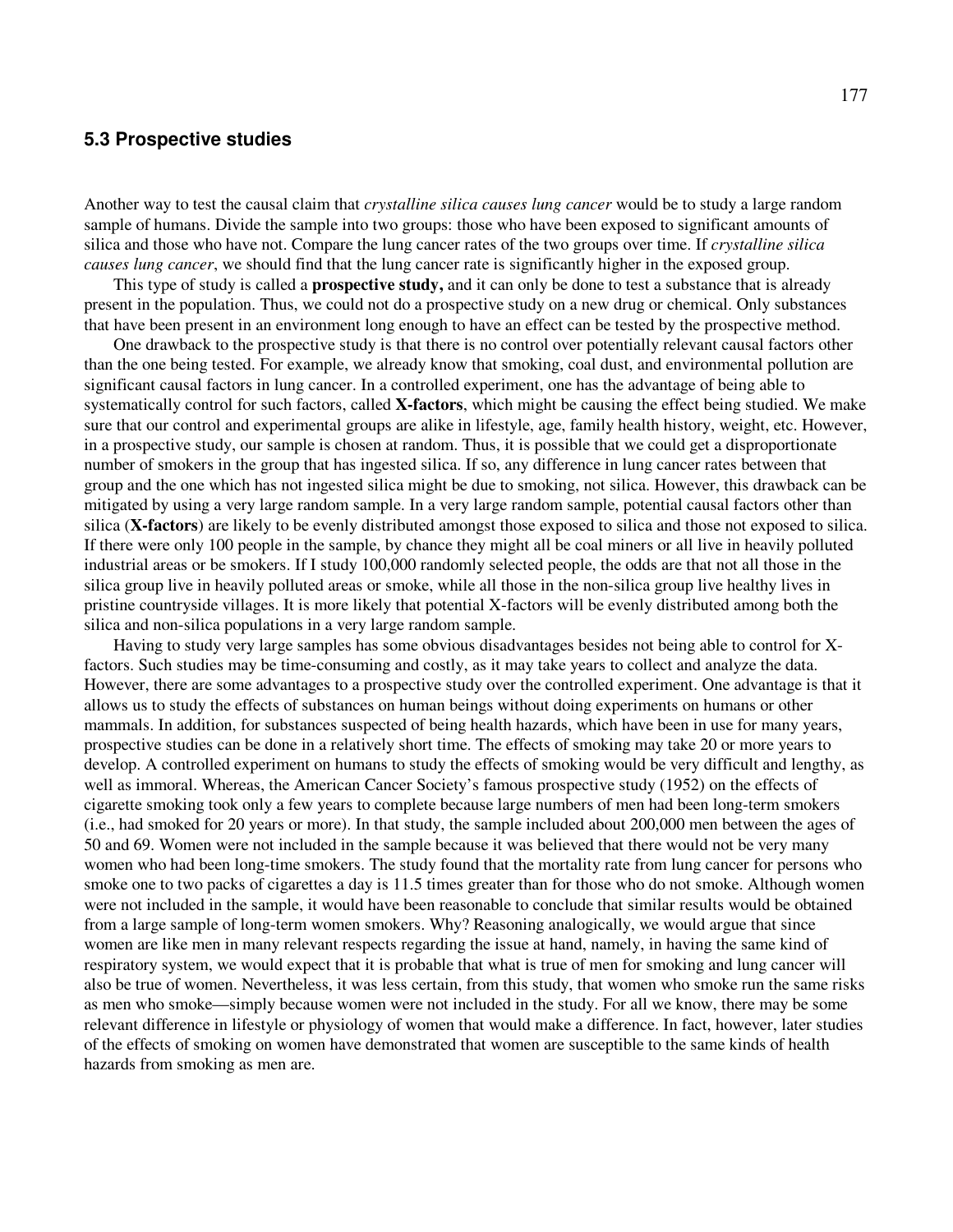## 5.3 Prospective studies

Another way to test the causal claim that *crystalline silica causes lung cancer* would be to study a large random sample of humans. Divide the sample into two groups: those who have been exposed to significant amounts of silica and those who have not. Compare the lung cancer rates of the two groups over time. If *crystalline silica causes lung cancer*, we should find that the lung cancer rate is significantly higher in the exposed group.

This type of study is called a **prospective study,** and it can only be done to test a substance that is already present in the population. Thus, we could not do a prospective study on a new drug or chemical. Only substances that have been present in an environment long enough to have an effect can be tested by the prospective method.

One drawback to the prospective study is that there is no control over potentially relevant causal factors other than the one being tested. For example, we already know that smoking, coal dust, and environmental pollution are significant causal factors in lung cancer. In a controlled experiment, one has the advantage of being able to systematically control for such factors, called **X-factors**, which might be causing the effect being studied. We make sure that our control and experimental groups are alike in lifestyle, age, family health history, weight, etc. However, in a prospective study, our sample is chosen at random. Thus, it is possible that we could get a disproportionate number of smokers in the group that has ingested silica. If so, any difference in lung cancer rates between that group and the one which has not ingested silica might be due to smoking, not silica. However, this drawback can be mitigated by using a very large random sample. In a very large random sample, potential causal factors other than silica (**X-factors**) are likely to be evenly distributed amongst those exposed to silica and those not exposed to silica. If there were only 100 people in the sample, by chance they might all be coal miners or all live in heavily polluted industrial areas or be smokers. If I study 100,000 randomly selected people, the odds are that not all those in the silica group live in heavily polluted areas or smoke, while all those in the non-silica group live healthy lives in pristine countryside villages. It is more likely that potential X-factors will be evenly distributed among both the silica and non-silica populations in a very large random sample.

Having to study very large samples has some obvious disadvantages besides not being able to control for X-factors. Such studies may be time-consuming and costly, as it may take years to collect and analyze the data. However, there are some advantages to a prospective study over the controlled experiment. One advantage is that it allows us to study the effects of substances on human beings without doing experiments on humans or other mammals. In addition, for substances suspected of being health hazards, which have been in use for many years, prospective studies can be done in a relatively short time. The effects of smoking may take 20 or more years to develop. A controlled experiment on humans to study the effects of smoking would be very difficult and lengthy, as well as immoral. Whereas, the American Cancer Society's famous prospective study (1952) on the effects of cigarette smoking took only a few years to complete because large numbers of men had been long-term smokers (i.e., had smoked for 20 years or more). In that study, the sample included about 200,000 men between the ages of 50 and 69. Women were not included in the sample because it was believed that there would not be very many women who had been long-time smokers. The study found that the mortality rate from lung cancer for persons who smoke one to two packs of cigarettes a day is 11.5 times greater than for those who do not smoke. Although women were not included in the sample, it would have been reasonable to conclude that similar results would be obtained from a large sample of long-term women smokers. Why? Reasoning analogically, we would argue that since women are like men in many relevant respects regarding the issue at hand, namely, in having the same kind of respiratory system, we would expect that it is probable that what is true of men for smoking and lung cancer will also be true of women. Nevertheless, it was less certain, from this study, that women who smoke run the same risks as men who smoke—simply because women were not included in the study. For all we know, there may be some relevant difference in lifestyle or physiology of women that would make a difference. In fact, however, later studies of the effects of smoking on women have demonstrated that women are susceptible to the same kinds of health hazards from smoking as men are.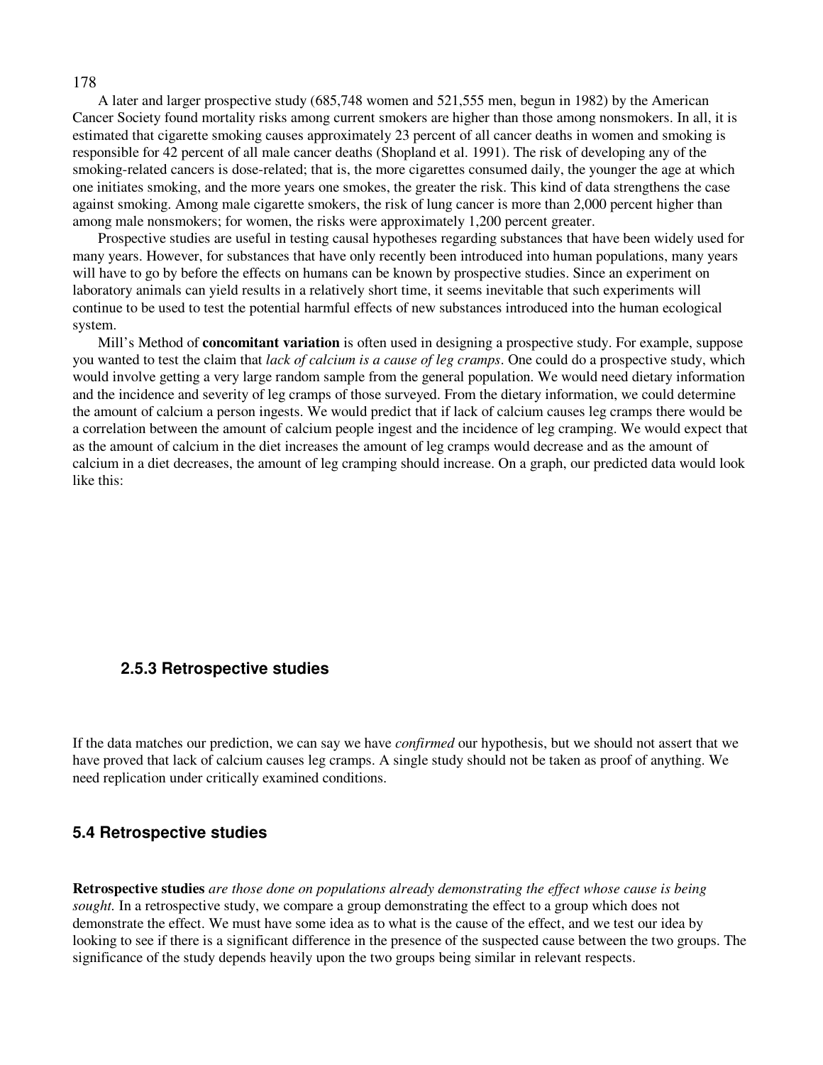A later and larger prospective study (685,748 women and 521,555 men, begun in 1982) by the American Cancer Society found mortality risks among current smokers are higher than those among nonsmokers. In all, it is estimated that cigarette smoking causes approximately 23 percent of all cancer deaths in women and smoking is responsible for 42 percent of all male cancer deaths (Shopland et al. 1991). The risk of developing any of the smoking-related cancers is dose-related; that is, the more cigarettes consumed daily, the younger the age at which one initiates smoking, and the more years one smokes, the greater the risk. This kind of data strengthens the case against smoking. Among male cigarette smokers, the risk of lung cancer is more than 2,000 percent higher than among male nonsmokers; for women, the risks were approximately 1,200 percent greater.

Prospective studies are useful in testing causal hypotheses regarding substances that have been widely used for many years. However, for substances that have only recently been introduced into human populations, many years will have to go by before the effects on humans can be known by prospective studies. Since an experiment on laboratory animals can yield results in a relatively short time, it seems inevitable that such experiments will continue to be used to test the potential harmful effects of new substances introduced into the human ecological system.

Mill's Method of **concomitant variation** is often used in designing a prospective study. For example, suppose you wanted to test the claim that *lack of calcium is a cause of leg cramps*. One could do a prospective study, which would involve getting a very large random sample from the general population. We would need dietary information and the incidence and severity of leg cramps of those surveyed. From the dietary information, we could determine the amount of calcium a person ingests. We would predict that if lack of calcium causes leg cramps there would be a correlation between the amount of calcium people ingest and the incidence of leg cramping. We would expect that as the amount of calcium in the diet increases the amount of leg cramps would decrease and as the amount of calcium in a diet decreases, the amount of leg cramping should increase. On a graph, our predicted data would look like this:

### 2.5.3 Retrospective studies

If the data matches our prediction, we can say we have *confirmed* our hypothesis, but we should not assert that we have proved that lack of calcium causes leg cramps. A single study should not be taken as proof of anything. We need replication under critically examined conditions.

## 5.4 Retrospective studies

**Retrospective studies** *are those done on populations already demonstrating the effect whose cause is being sought.* In a retrospective study, we compare a group demonstrating the effect to a group which does not demonstrate the effect. We must have some idea as to what is the cause of the effect, and we test our idea by looking to see if there is a significant difference in the presence of the suspected cause between the two groups. The significance of the study depends heavily upon the two groups being similar in relevant respects.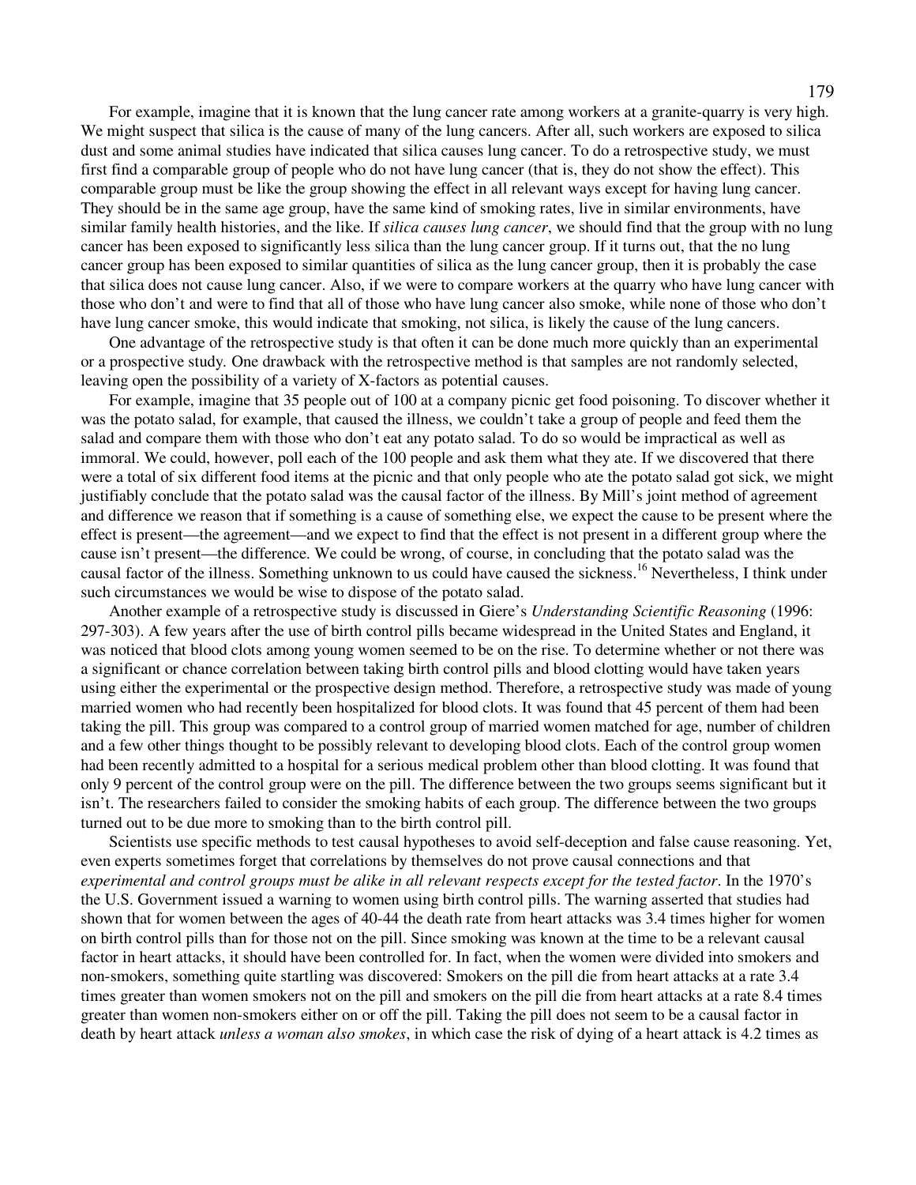For example, imagine that it is known that the lung cancer rate among workers at a granite-quarry is very high. We might suspect that silica is the cause of many of the lung cancers. After all, such workers are exposed to silica dust and some animal studies have indicated that silica causes lung cancer. To do a retrospective study, we must first find a comparable group of people who do not have lung cancer (that is, they do not show the effect). This comparable group must be like the group showing the effect in all relevant ways except for having lung cancer. They should be in the same age group, have the same kind of smoking rates, live in similar environments, have similar family health histories, and the like. If *silica causes lung cancer*, we should find that the group with no lung cancer has been exposed to significantly less silica than the lung cancer group. If it turns out, that the no lung cancer group has been exposed to similar quantities of silica as the lung cancer group, then it is probably the case that silica does not cause lung cancer. Also, if we were to compare workers at the quarry who have lung cancer with those who don't and were to find that all of those who have lung cancer also smoke, while none of those who don't have lung cancer smoke, this would indicate that smoking, not silica, is likely the cause of the lung cancers.

One advantage of the retrospective study is that often it can be done much more quickly than an experimental or a prospective study. One drawback with the retrospective method is that samples are not randomly selected, leaving open the possibility of a variety of X-factors as potential causes.

For example, imagine that 35 people out of 100 at a company picnic get food poisoning. To discover whether it was the potato salad, for example, that caused the illness, we couldn't take a group of people and feed them the salad and compare them with those who don't eat any potato salad. To do so would be impractical as well as immoral. We could, however, poll each of the 100 people and ask them what they ate. If we discovered that there were a total of six different food items at the picnic and that only people who ate the potato salad got sick, we might justifiably conclude that the potato salad was the causal factor of the illness. By Mill's joint method of agreement and difference we reason that if something is a cause of something else, we expect the cause to be present where the effect is present—the agreement—and we expect to find that the effect is not present in a different group where the cause isn't present—the difference. We could be wrong, of course, in concluding that the potato salad was the causal factor of the illness. Something unknown to us could have caused the sickness.[16] Nevertheless, I think under such circumstances we would be wise to dispose of the potato salad.

Another example of a retrospective study is discussed in Giere's *Understanding Scientific Reasoning* (1996: 297-303). A few years after the use of birth control pills became widespread in the United States and England, it was noticed that blood clots among young women seemed to be on the rise. To determine whether or not there was a significant or chance correlation between taking birth control pills and blood clotting would have taken years using either the experimental or the prospective design method. Therefore, a retrospective study was made of young married women who had recently been hospitalized for blood clots. It was found that 45 percent of them had been taking the pill. This group was compared to a control group of married women matched for age, number of children and a few other things thought to be possibly relevant to developing blood clots. Each of the control group women had been recently admitted to a hospital for a serious medical problem other than blood clotting. It was found that only 9 percent of the control group were on the pill. The difference between the two groups seems significant but it isn't. The researchers failed to consider the smoking habits of each group. The difference between the two groups turned out to be due more to smoking than to the birth control pill.

Scientists use specific methods to test causal hypotheses to avoid self-deception and false cause reasoning. Yet, even experts sometimes forget that correlations by themselves do not prove causal connections and that *experimental and control groups must be alike in all relevant respects except for the tested factor*. In the 1970's the U.S. Government issued a warning to women using birth control pills. The warning asserted that studies had shown that for women between the ages of 40-44 the death rate from heart attacks was 3.4 times higher for women on birth control pills than for those not on the pill. Since smoking was known at the time to be a relevant causal factor in heart attacks, it should have been controlled for. In fact, when the women were divided into smokers and non-smokers, something quite startling was discovered: Smokers on the pill die from heart attacks at a rate 3.4 times greater than women smokers not on the pill and smokers on the pill die from heart attacks at a rate 8.4 times greater than women non-smokers either on or off the pill. Taking the pill does not seem to be a causal factor in death by heart attack *unless a woman also smokes*, in which case the risk of dying of a heart attack is 4.2 times as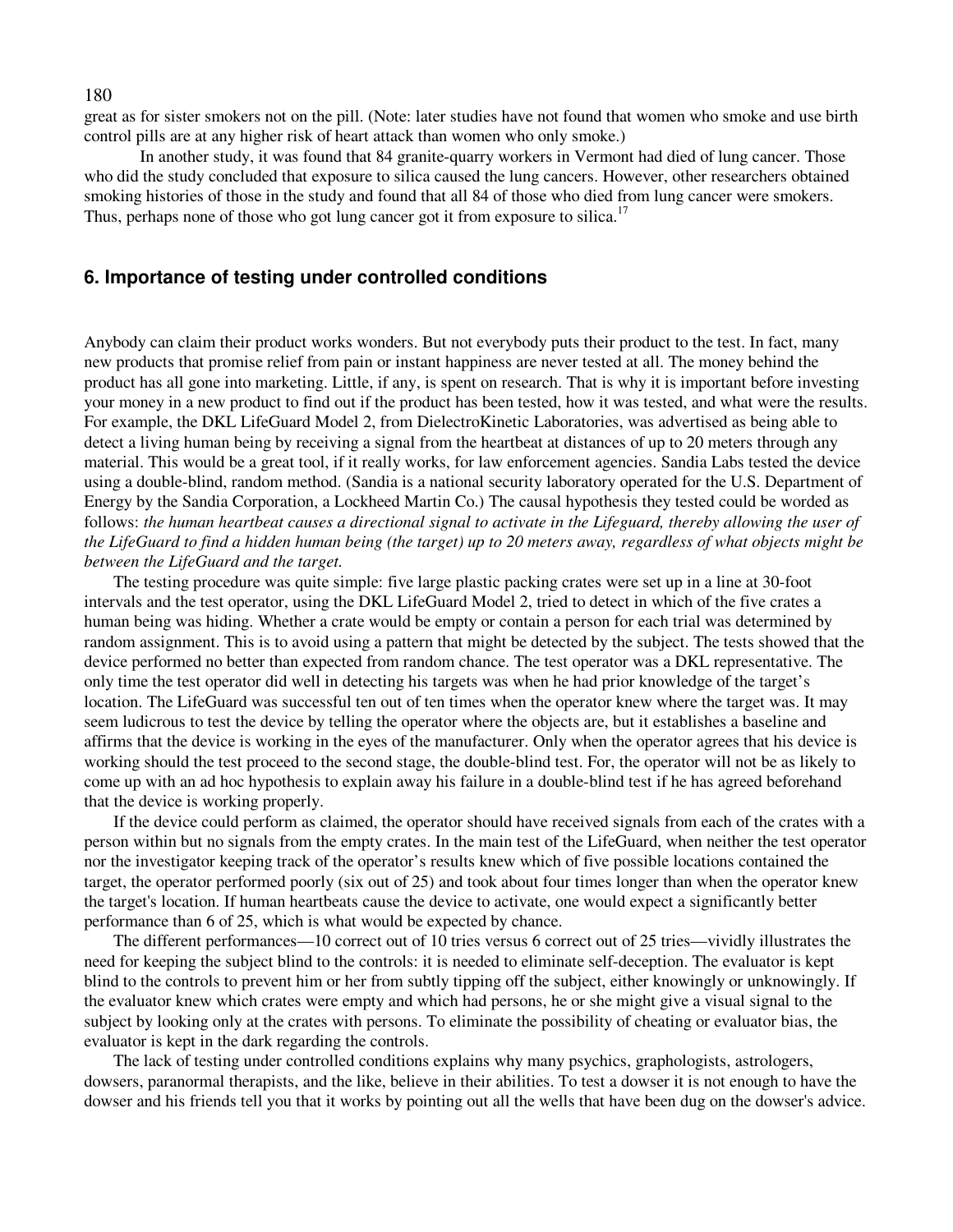great as for sister smokers not on the pill. (Note: later studies have not found that women who smoke and use birth control pills are at any higher risk of heart attack than women who only smoke.)

In another study, it was found that 84 granite-quarry workers in Vermont had died of lung cancer. Those who did the study concluded that exposure to silica caused the lung cancers. However, other researchers obtained smoking histories of those in the study and found that all 84 of those who died from lung cancer were smokers. Thus, perhaps none of those who got lung cancer got it from exposure to silica.[17]

## 6. Importance of testing under controlled conditions

Anybody can claim their product works wonders. But not everybody puts their product to the test. In fact, many new products that promise relief from pain or instant happiness are never tested at all. The money behind the product has all gone into marketing. Little, if any, is spent on research. That is why it is important before investing your money in a new product to find out if the product has been tested, how it was tested, and what were the results. For example, the DKL LifeGuard Model 2, from DielectroKinetic Laboratories, was advertised as being able to detect a living human being by receiving a signal from the heartbeat at distances of up to 20 meters through any material. This would be a great tool, if it really works, for law enforcement agencies. Sandia Labs tested the device using a double-blind, random method. (Sandia is a national security laboratory operated for the U.S. Department of Energy by the Sandia Corporation, a Lockheed Martin Co.) The causal hypothesis they tested could be worded as follows: *the human heartbeat causes a directional signal to activate in the Lifeguard, thereby allowing the user of the LifeGuard to find a hidden human being (the target) up to 20 meters away, regardless of what objects might be between the LifeGuard and the target.*

The testing procedure was quite simple: five large plastic packing crates were set up in a line at 30-foot intervals and the test operator, using the DKL LifeGuard Model 2, tried to detect in which of the five crates a human being was hiding. Whether a crate would be empty or contain a person for each trial was determined by random assignment. This is to avoid using a pattern that might be detected by the subject. The tests showed that the device performed no better than expected from random chance. The test operator was a DKL representative. The only time the test operator did well in detecting his targets was when he had prior knowledge of the target's location. The LifeGuard was successful ten out of ten times when the operator knew where the target was. It may seem ludicrous to test the device by telling the operator where the objects are, but it establishes a baseline and affirms that the device is working in the eyes of the manufacturer. Only when the operator agrees that his device is working should the test proceed to the second stage, the double-blind test. For, the operator will not be as likely to come up with an ad hoc hypothesis to explain away his failure in a double-blind test if he has agreed beforehand that the device is working properly.

If the device could perform as claimed, the operator should have received signals from each of the crates with a person within but no signals from the empty crates. In the main test of the LifeGuard, when neither the test operator nor the investigator keeping track of the operator's results knew which of five possible locations contained the target, the operator performed poorly (six out of 25) and took about four times longer than when the operator knew the target's location. If human heartbeats cause the device to activate, one would expect a significantly better performance than 6 of 25, which is what would be expected by chance.

The different performances—10 correct out of 10 tries versus 6 correct out of 25 tries—vividly illustrates the need for keeping the subject blind to the controls: it is needed to eliminate self-deception. The evaluator is kept blind to the controls to prevent him or her from subtly tipping off the subject, either knowingly or unknowingly. If the evaluator knew which crates were empty and which had persons, he or she might give a visual signal to the subject by looking only at the crates with persons. To eliminate the possibility of cheating or evaluator bias, the evaluator is kept in the dark regarding the controls.

The lack of testing under controlled conditions explains why many psychics, graphologists, astrologers, dowsers, paranormal therapists, and the like, believe in their abilities. To test a dowser it is not enough to have the dowser and his friends tell you that it works by pointing out all the wells that have been dug on the dowser's advice.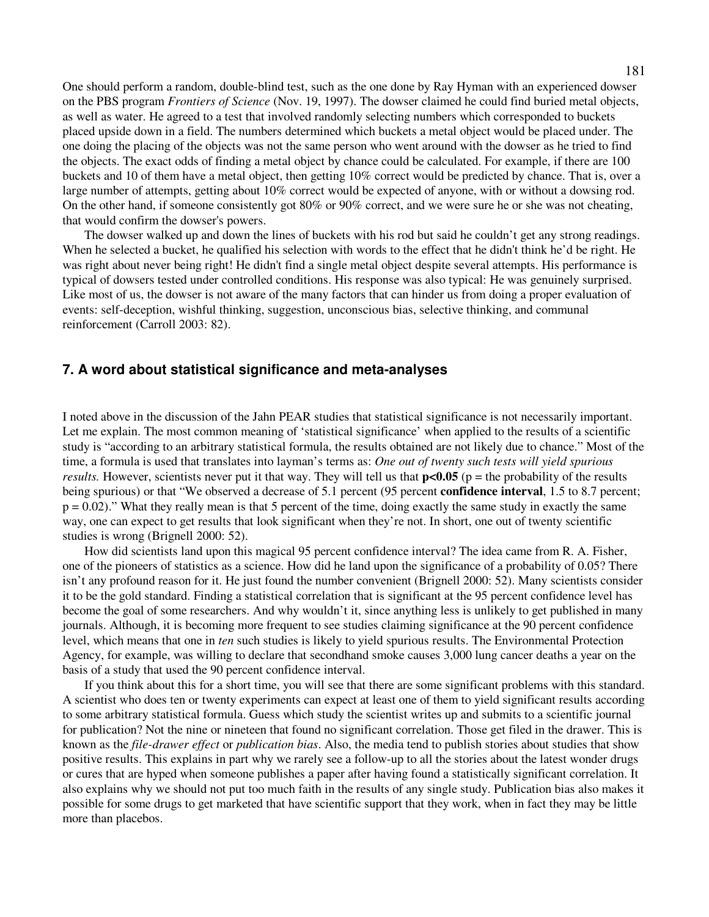One should perform a random, double-blind test, such as the one done by Ray Hyman with an experienced dowser on the PBS program *Frontiers of Science* (Nov. 19, 1997). The dowser claimed he could find buried metal objects, as well as water. He agreed to a test that involved randomly selecting numbers which corresponded to buckets placed upside down in a field. The numbers determined which buckets a metal object would be placed under. The one doing the placing of the objects was not the same person who went around with the dowser as he tried to find the objects. The exact odds of finding a metal object by chance could be calculated. For example, if there are 100 buckets and 10 of them have a metal object, then getting 10% correct would be predicted by chance. That is, over a large number of attempts, getting about 10% correct would be expected of anyone, with or without a dowsing rod. On the other hand, if someone consistently got 80% or 90% correct, and we were sure he or she was not cheating, that would confirm the dowser's powers.

The dowser walked up and down the lines of buckets with his rod but said he couldn't get any strong readings. When he selected a bucket, he qualified his selection with words to the effect that he didn't think he'd be right. He was right about never being right! He didn't find a single metal object despite several attempts. His performance is typical of dowsers tested under controlled conditions. His response was also typical: He was genuinely surprised. Like most of us, the dowser is not aware of the many factors that can hinder us from doing a proper evaluation of events: self-deception, wishful thinking, suggestion, unconscious bias, selective thinking, and communal reinforcement (Carroll 2003: 82).

## 7. A word about statistical significance and meta-analyses

I noted above in the discussion of the Jahn PEAR studies that statistical significance is not necessarily important. Let me explain. The most common meaning of 'statistical significance' when applied to the results of a scientific study is "according to an arbitrary statistical formula, the results obtained are not likely due to chance." Most of the time, a formula is used that translates into layman's terms as: *One out of twenty such tests will yield spurious results.* However, scientists never put it that way. They will tell us that **$p<0.05$** (p = the probability of the results being spurious) or that "We observed a decrease of 5.1 percent (95 percent **confidence interval**, 1.5 to 8.7 percent; $p = 0.02$)." What they really mean is that 5 percent of the time, doing exactly the same study in exactly the same way, one can expect to get results that look significant when they're not. In short, one out of twenty scientific studies is wrong (Brignell 2000: 52).

How did scientists land upon this magical 95 percent confidence interval? The idea came from R. A. Fisher, one of the pioneers of statistics as a science. How did he land upon the significance of a probability of 0.05? There isn't any profound reason for it. He just found the number convenient (Brignell 2000: 52). Many scientists consider it to be the gold standard. Finding a statistical correlation that is significant at the 95 percent confidence level has become the goal of some researchers. And why wouldn't it, since anything less is unlikely to get published in many journals. Although, it is becoming more frequent to see studies claiming significance at the 90 percent confidence level, which means that one in *ten* such studies is likely to yield spurious results. The Environmental Protection Agency, for example, was willing to declare that secondhand smoke causes 3,000 lung cancer deaths a year on the basis of a study that used the 90 percent confidence interval.

If you think about this for a short time, you will see that there are some significant problems with this standard. A scientist who does ten or twenty experiments can expect at least one of them to yield significant results according to some arbitrary statistical formula. Guess which study the scientist writes up and submits to a scientific journal for publication? Not the nine or nineteen that found no significant correlation. Those get filed in the drawer. This is known as the *file-drawer effect* or *publication bias*. Also, the media tend to publish stories about studies that show positive results. This explains in part why we rarely see a follow-up to all the stories about the latest wonder drugs or cures that are hyped when someone publishes a paper after having found a statistically significant correlation. It also explains why we should not put too much faith in the results of any single study. Publication bias also makes it possible for some drugs to get marketed that have scientific support that they work, when in fact they may be little more than placebos.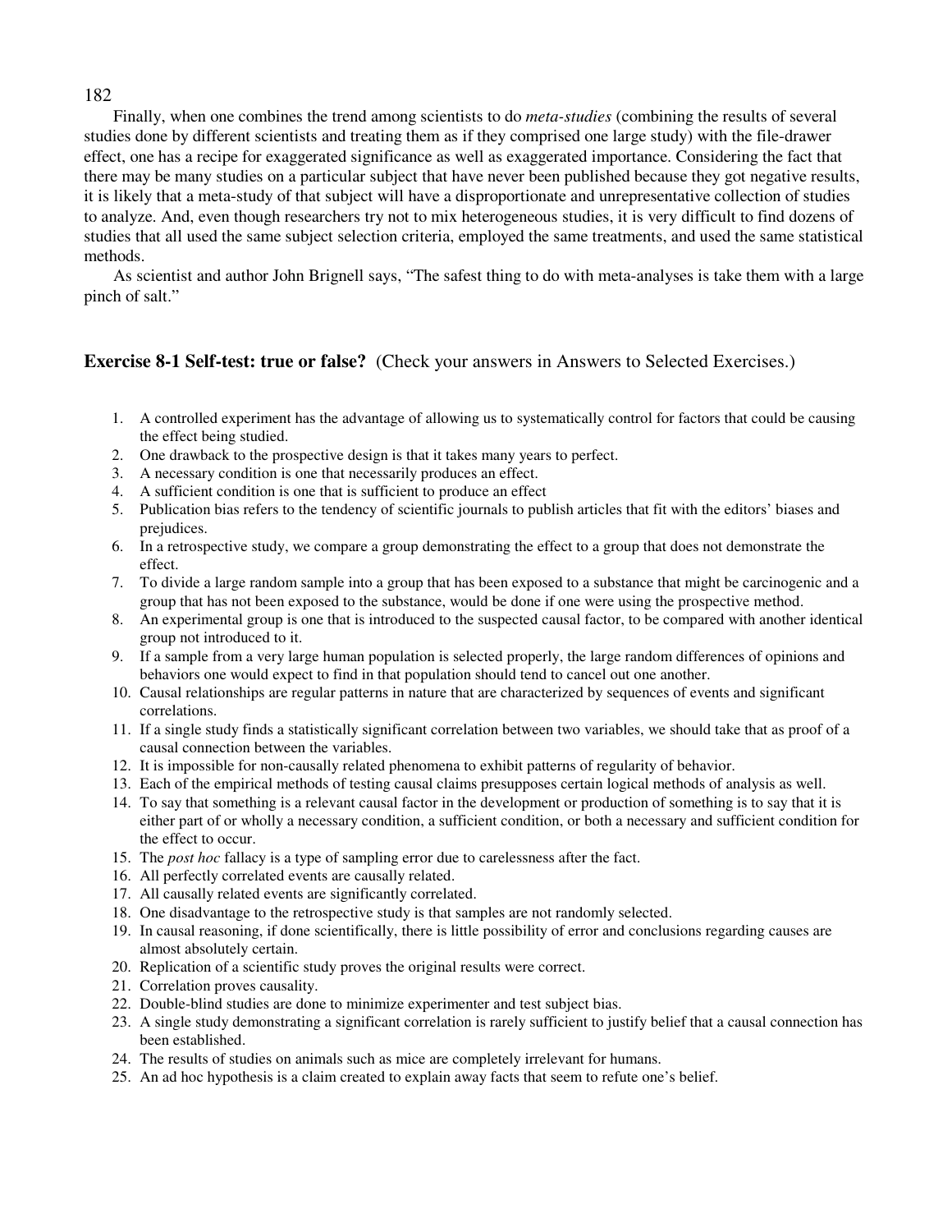Finally, when one combines the trend among scientists to do *meta-studies* (combining the results of several studies done by different scientists and treating them as if they comprised one large study) with the file-drawer effect, one has a recipe for exaggerated significance as well as exaggerated importance. Considering the fact that there may be many studies on a particular subject that have never been published because they got negative results, it is likely that a meta-study of that subject will have a disproportionate and unrepresentative collection of studies to analyze. And, even though researchers try not to mix heterogeneous studies, it is very difficult to find dozens of studies that all used the same subject selection criteria, employed the same treatments, and used the same statistical methods.

As scientist and author John Brignell says, "The safest thing to do with meta-analyses is take them with a large pinch of salt."

### **Exercise 8-1 Self-test: true or false?** (Check your answers in Answers to Selected Exercises.)

1. A controlled experiment has the advantage of allowing us to systematically control for factors that could be causing the effect being studied.
2. One drawback to the prospective design is that it takes many years to perfect.
3. A necessary condition is one that necessarily produces an effect.
4. A sufficient condition is one that is sufficient to produce an effect
5. Publication bias refers to the tendency of scientific journals to publish articles that fit with the editors' biases and prejudices.
6. In a retrospective study, we compare a group demonstrating the effect to a group that does not demonstrate the effect.
7. To divide a large random sample into a group that has been exposed to a substance that might be carcinogenic and a group that has not been exposed to the substance, would be done if one were using the prospective method.
8. An experimental group is one that is introduced to the suspected causal factor, to be compared with another identical group not introduced to it.
9. If a sample from a very large human population is selected properly, the large random differences of opinions and behaviors one would expect to find in that population should tend to cancel out one another.
10. Causal relationships are regular patterns in nature that are characterized by sequences of events and significant correlations.
11. If a single study finds a statistically significant correlation between two variables, we should take that as proof of a causal connection between the variables.
12. It is impossible for non-causally related phenomena to exhibit patterns of regularity of behavior.
13. Each of the empirical methods of testing causal claims presupposes certain logical methods of analysis as well.
14. To say that something is a relevant causal factor in the development or production of something is to say that it is either part of or wholly a necessary condition, a sufficient condition, or both a necessary and sufficient condition for the effect to occur.
15. The *post hoc* fallacy is a type of sampling error due to carelessness after the fact.
16. All perfectly correlated events are causally related.
17. All causally related events are significantly correlated.
18. One disadvantage to the retrospective study is that samples are not randomly selected.
19. In causal reasoning, if done scientifically, there is little possibility of error and conclusions regarding causes are almost absolutely certain.
20. Replication of a scientific study proves the original results were correct.
21. Correlation proves causality.
22. Double-blind studies are done to minimize experimenter and test subject bias.
23. A single study demonstrating a significant correlation is rarely sufficient to justify belief that a causal connection has been established.
24. The results of studies on animals such as mice are completely irrelevant for humans.
25. An ad hoc hypothesis is a claim created to explain away facts that seem to refute one's belief.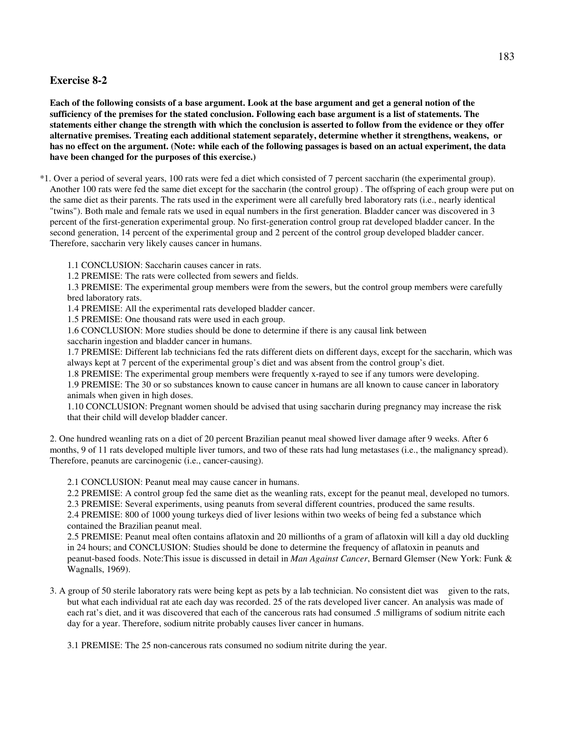## Exercise 8-2

**Each of the following consists of a base argument. Look at the base argument and get a general notion of the sufficiency of the premises for the stated conclusion. Following each base argument is a list of statements. The statements either change the strength with which the conclusion is asserted to follow from the evidence or they offer alternative premises. Treating each additional statement separately, determine whether it strengthens, weakens, or has no effect on the argument. (Note: while each of the following passages is based on an actual experiment, the data have been changed for the purposes of this exercise.)**

*1. Over a period of several years, 100 rats were fed a diet which consisted of 7 percent saccharin (the experimental group). Another 100 rats were fed the same diet except for the saccharin (the control group) . The offspring of each group were put on the same diet as their parents. The rats used in the experiment were all carefully bred laboratory rats (i.e., nearly identical "twins"). Both male and female rats we used in equal numbers in the first generation. Bladder cancer was discovered in 3 percent of the first-generation experimental group. No first-generation control group rat developed bladder cancer. In the second generation, 14 percent of the experimental group and 2 percent of the control group developed bladder cancer. Therefore, saccharin very likely causes cancer in humans.

1.1 CONCLUSION: Saccharin causes cancer in rats.
1.2 PREMISE: The rats were collected from sewers and fields.
1.3 PREMISE: The experimental group members were from the sewers, but the control group members were carefully bred laboratory rats.
1.4 PREMISE: All the experimental rats developed bladder cancer.
1.5 PREMISE: One thousand rats were used in each group.
1.6 CONCLUSION: More studies should be done to determine if there is any causal link between saccharin ingestion and bladder cancer in humans.
1.7 PREMISE: Different lab technicians fed the rats different diets on different days, except for the saccharin, which was always kept at 7 percent of the experimental group's diet and was absent from the control group's diet.
1.8 PREMISE: The experimental group members were frequently x-rayed to see if any tumors were developing.
1.9 PREMISE: The 30 or so substances known to cause cancer in humans are all known to cause cancer in laboratory animals when given in high doses.
1.10 CONCLUSION: Pregnant women should be advised that using saccharin during pregnancy may increase the risk that their child will develop bladder cancer.

2. One hundred weanling rats on a diet of 20 percent Brazilian peanut meal showed liver damage after 9 weeks. After 6 months, 9 of 11 rats developed multiple liver tumors, and two of these rats had lung metastases (i.e., the malignancy spread). Therefore, peanuts are carcinogenic (i.e., cancer-causing).

2.1 CONCLUSION: Peanut meal may cause cancer in humans.
2.2 PREMISE: A control group fed the same diet as the weanling rats, except for the peanut meal, developed no tumors.
2.3 PREMISE: Several experiments, using peanuts from several different countries, produced the same results.
2.4 PREMISE: 800 of 1000 young turkeys died of liver lesions within two weeks of being fed a substance which contained the Brazilian peanut meal.
2.5 PREMISE: Peanut meal often contains aflatoxin and 20 millionths of a gram of aflatoxin will kill a day old duckling in 24 hours; and CONCLUSION: Studies should be done to determine the frequency of aflatoxin in peanuts and peanut-based foods. Note:This issue is discussed in detail in *Man Against Cancer*, Bernard Glemser (New York: Funk & Wagnalls, 1969).

3. A group of 50 sterile laboratory rats were being kept as pets by a lab technician. No consistent diet was given to the rats, but what each individual rat ate each day was recorded. 25 of the rats developed liver cancer. An analysis was made of each rat's diet, and it was discovered that each of the cancerous rats had consumed .5 milligrams of sodium nitrite each day for a year. Therefore, sodium nitrite probably causes liver cancer in humans.

3.1 PREMISE: The 25 non-cancerous rats consumed no sodium nitrite during the year.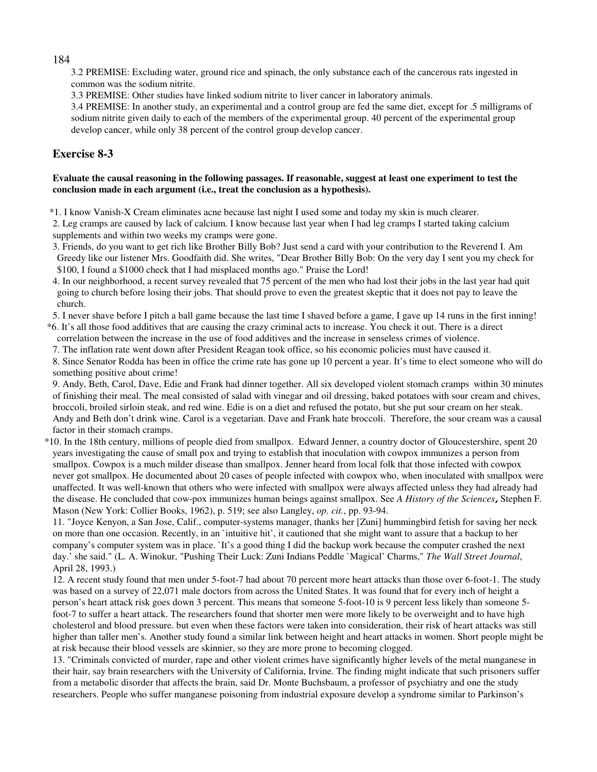3.2 PREMISE: Excluding water, ground rice and spinach, the only substance each of the cancerous rats ingested in common was the sodium nitrite.

3.3 PREMISE: Other studies have linked sodium nitrite to liver cancer in laboratory animals.

3.4 PREMISE: In another study, an experimental and a control group are fed the same diet, except for .5 milligrams of sodium nitrite given daily to each of the members of the experimental group. 40 percent of the experimental group develop cancer, while only 38 percent of the control group develop cancer.

## Exercise 8-3

**Evaluate the causal reasoning in the following passages. If reasonable, suggest at least one experiment to test the conclusion made in each argument (i.e., treat the conclusion as a hypothesis).**

*1. I know Vanish-X Cream eliminates acne because last night I used some and today my skin is much clearer.

2. Leg cramps are caused by lack of calcium. I know because last year when I had leg cramps I started taking calcium supplements and within two weeks my cramps were gone.

3. Friends, do you want to get rich like Brother Billy Bob? Just send a card with your contribution to the Reverend I. Am Greedy like our listener Mrs. Goodfaith did. She writes, "Dear Brother Billy Bob: On the very day I sent you my check for $100, I found a $1000 check that I had misplaced months ago." Praise the Lord!

4. In our neighborhood, a recent survey revealed that 75 percent of the men who had lost their jobs in the last year had quit going to church before losing their jobs. That should prove to even the greatest skeptic that it does not pay to leave the church.

5. I never shave before I pitch a ball game because the last time I shaved before a game, I gave up 14 runs in the first inning!

*6. It's all those food additives that are causing the crazy criminal acts to increase. You check it out. There is a direct correlation between the increase in the use of food additives and the increase in senseless crimes of violence.

7. The inflation rate went down after President Reagan took office, so his economic policies must have caused it.

8. Since Senator Rodda has been in office the crime rate has gone up 10 percent a year. It's time to elect someone who will do something positive about crime!

9. Andy, Beth, Carol, Dave, Edie and Frank had dinner together. All six developed violent stomach cramps within 30 minutes of finishing their meal. The meal consisted of salad with vinegar and oil dressing, baked potatoes with sour cream and chives, broccoli, broiled sirloin steak, and red wine. Edie is on a diet and refused the potato, but she put sour cream on her steak. Andy and Beth don't drink wine. Carol is a vegetarian. Dave and Frank hate broccoli. Therefore, the sour cream was a causal factor in their stomach cramps.

*10. In the 18th century, millions of people died from smallpox. Edward Jenner, a country doctor of Gloucestershire, spent 20 years investigating the cause of small pox and trying to establish that inoculation with cowpox immunizes a person from smallpox. Cowpox is a much milder disease than smallpox. Jenner heard from local folk that those infected with cowpox never got smallpox. He documented about 20 cases of people infected with cowpox who, when inoculated with smallpox were unaffected. It was well-known that others who were infected with smallpox were always affected unless they had already had the disease. He concluded that cow-pox immunizes human beings against smallpox. See *A History of the Sciences*, Stephen F. Mason (New York: Collier Books, 1962), p. 519; see also Langley, *op. cit.*, pp. 93-94.

11. "Joyce Kenyon, a San Jose, Calif., computer-systems manager, thanks her [Zuni] hummingbird fetish for saving her neck on more than one occasion. Recently, in an `intuitive hit', it cautioned that she might want to assure that a backup to her company's computer system was in place. `It's a good thing I did the backup work because the computer crashed the next day.' she said." (L. A. Winokur, "Pushing Their Luck: Zuni Indians Peddle `Magical' Charms," *The Wall Street Journal*, April 28, 1993.)

12. A recent study found that men under 5-foot-7 had about 70 percent more heart attacks than those over 6-foot-1. The study was based on a survey of 22,071 male doctors from across the United States. It was found that for every inch of height a person's heart attack risk goes down 3 percent. This means that someone 5-foot-10 is 9 percent less likely than someone 5-foot-7 to suffer a heart attack. The researchers found that shorter men were more likely to be overweight and to have high cholesterol and blood pressure. but even when these factors were taken into consideration, their risk of heart attacks was still higher than taller men's. Another study found a similar link between height and heart attacks in women. Short people might be at risk because their blood vessels are skinnier, so they are more prone to becoming clogged.

13. "Criminals convicted of murder, rape and other violent crimes have significantly higher levels of the metal manganese in their hair, say brain researchers with the University of California, Irvine. The finding might indicate that such prisoners suffer from a metabolic disorder that affects the brain, said Dr. Monte Buchsbaum, a professor of psychiatry and one the study researchers. People who suffer manganese poisoning from industrial exposure develop a syndrome similar to Parkinson's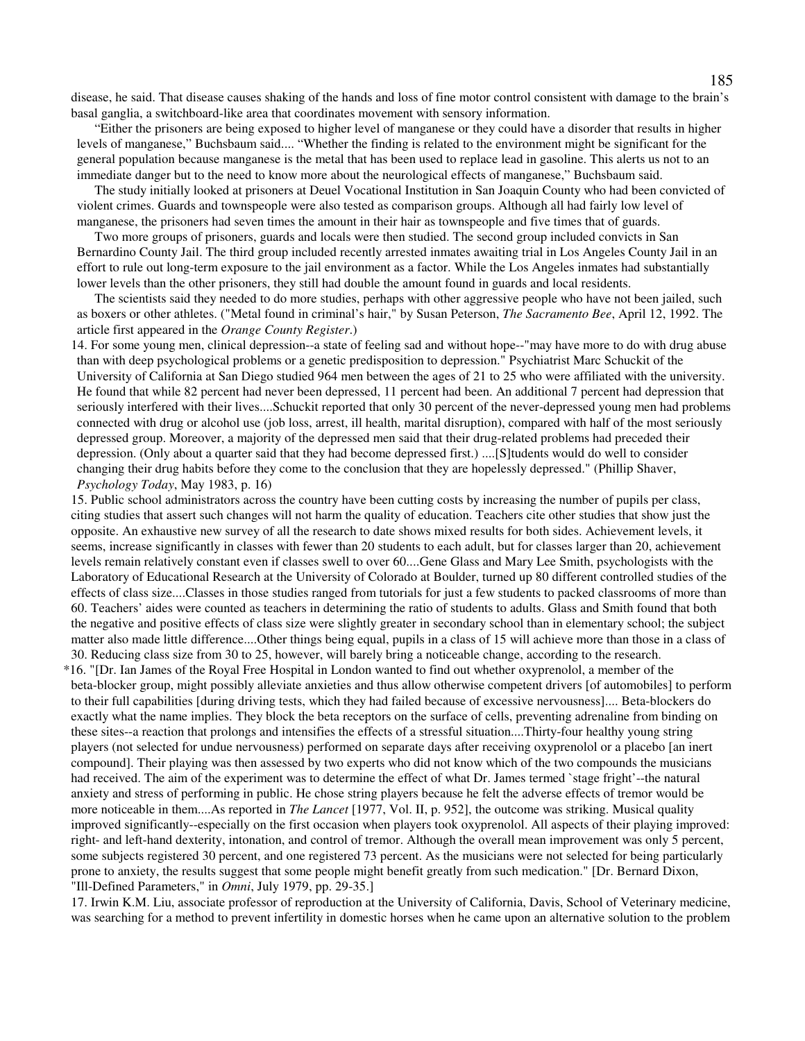disease, he said. That disease causes shaking of the hands and loss of fine motor control consistent with damage to the brain's basal ganglia, a switchboard-like area that coordinates movement with sensory information.

"Either the prisoners are being exposed to higher level of manganese or they could have a disorder that results in higher levels of manganese," Buchsbaum said.... "Whether the finding is related to the environment might be significant for the general population because manganese is the metal that has been used to replace lead in gasoline. This alerts us not to an immediate danger but to the need to know more about the neurological effects of manganese," Buchsbaum said.

The study initially looked at prisoners at Deuel Vocational Institution in San Joaquin County who had been convicted of violent crimes. Guards and townspeople were also tested as comparison groups. Although all had fairly low level of manganese, the prisoners had seven times the amount in their hair as townspeople and five times that of guards.

Two more groups of prisoners, guards and locals were then studied. The second group included convicts in San Bernardino County Jail. The third group included recently arrested inmates awaiting trial in Los Angeles County Jail in an effort to rule out long-term exposure to the jail environment as a factor. While the Los Angeles inmates had substantially lower levels than the other prisoners, they still had double the amount found in guards and local residents.

The scientists said they needed to do more studies, perhaps with other aggressive people who have not been jailed, such as boxers or other athletes. ("Metal found in criminal's hair," by Susan Peterson, *The Sacramento Bee*, April 12, 1992. The article first appeared in the *Orange County Register*.)

14. For some young men, clinical depression--a state of feeling sad and without hope--"may have more to do with drug abuse than with deep psychological problems or a genetic predisposition to depression." Psychiatrist Marc Schuckit of the University of California at San Diego studied 964 men between the ages of 21 to 25 who were affiliated with the university. He found that while 82 percent had never been depressed, 11 percent had been. An additional 7 percent had depression that seriously interfered with their lives....Schuckit reported that only 30 percent of the never-depressed young men had problems connected with drug or alcohol use (job loss, arrest, ill health, marital disruption), compared with half of the most seriously depressed group. Moreover, a majority of the depressed men said that their drug-related problems had preceded their depression. (Only about a quarter said that they had become depressed first.) ....[S]tudents would do well to consider changing their drug habits before they come to the conclusion that they are hopelessly depressed." (Phillip Shaver, *Psychology Today*, May 1983, p. 16)

15. Public school administrators across the country have been cutting costs by increasing the number of pupils per class, citing studies that assert such changes will not harm the quality of education. Teachers cite other studies that show just the opposite. An exhaustive new survey of all the research to date shows mixed results for both sides. Achievement levels, it seems, increase significantly in classes with fewer than 20 students to each adult, but for classes larger than 20, achievement levels remain relatively constant even if classes swell to over 60....Gene Glass and Mary Lee Smith, psychologists with the Laboratory of Educational Research at the University of Colorado at Boulder, turned up 80 different controlled studies of the effects of class size....Classes in those studies ranged from tutorials for just a few students to packed classrooms of more than 60. Teachers' aides were counted as teachers in determining the ratio of students to adults. Glass and Smith found that both the negative and positive effects of class size were slightly greater in secondary school than in elementary school; the subject matter also made little difference....Other things being equal, pupils in a class of 15 will achieve more than those in a class of 30. Reducing class size from 30 to 25, however, will barely bring a noticeable change, according to the research.

*16. "[Dr. Ian James of the Royal Free Hospital in London wanted to find out whether oxyprenolol, a member of the beta-blocker group, might possibly alleviate anxieties and thus allow otherwise competent drivers [of automobiles] to perform to their full capabilities [during driving tests, which they had failed because of excessive nervousness].... Beta-blockers do exactly what the name implies. They block the beta receptors on the surface of cells, preventing adrenaline from binding on these sites--a reaction that prolongs and intensifies the effects of a stressful situation....Thirty-four healthy young string players (not selected for undue nervousness) performed on separate days after receiving oxyprenolol or a placebo [an inert compound]. Their playing was then assessed by two experts who did not know which of the two compounds the musicians had received. The aim of the experiment was to determine the effect of what Dr. James termed `stage fright'--the natural anxiety and stress of performing in public. He chose string players because he felt the adverse effects of tremor would be more noticeable in them....As reported in *The Lancet* [1977, Vol. II, p. 952], the outcome was striking. Musical quality improved significantly--especially on the first occasion when players took oxyprenolol. All aspects of their playing improved: right- and left-hand dexterity, intonation, and control of tremor. Although the overall mean improvement was only 5 percent, some subjects registered 30 percent, and one registered 73 percent. As the musicians were not selected for being particularly prone to anxiety, the results suggest that some people might benefit greatly from such medication." [Dr. Bernard Dixon, "Ill-Defined Parameters," in *Omni*, July 1979, pp. 29-35.]

17. Irwin K.M. Liu, associate professor of reproduction at the University of California, Davis, School of Veterinary medicine, was searching for a method to prevent infertility in domestic horses when he came upon an alternative solution to the problem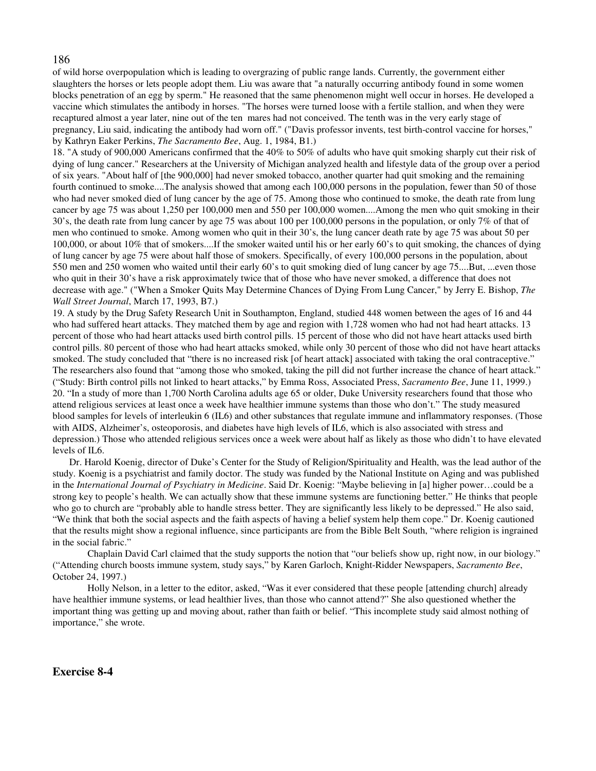of wild horse overpopulation which is leading to overgrazing of public range lands. Currently, the government either slaughters the horses or lets people adopt them. Liu was aware that "a naturally occurring antibody found in some women blocks penetration of an egg by sperm." He reasoned that the same phenomenon might well occur in horses. He developed a vaccine which stimulates the antibody in horses. "The horses were turned loose with a fertile stallion, and when they were recaptured almost a year later, nine out of the ten mares had not conceived. The tenth was in the very early stage of pregnancy, Liu said, indicating the antibody had worn off." ("Davis professor invents, test birth-control vaccine for horses," by Kathryn Eaker Perkins, *The Sacramento Bee*, Aug. 1, 1984, B1.)

18. "A study of 900,000 Americans confirmed that the 40% to 50% of adults who have quit smoking sharply cut their risk of dying of lung cancer." Researchers at the University of Michigan analyzed health and lifestyle data of the group over a period of six years. "About half of [the 900,000] had never smoked tobacco, another quarter had quit smoking and the remaining fourth continued to smoke....The analysis showed that among each 100,000 persons in the population, fewer than 50 of those who had never smoked died of lung cancer by the age of 75. Among those who continued to smoke, the death rate from lung cancer by age 75 was about 1,250 per 100,000 men and 550 per 100,000 women....Among the men who quit smoking in their 30's, the death rate from lung cancer by age 75 was about 100 per 100,000 persons in the population, or only 7% of that of men who continued to smoke. Among women who quit in their 30's, the lung cancer death rate by age 75 was about 50 per 100,000, or about 10% that of smokers....If the smoker waited until his or her early 60's to quit smoking, the chances of dying of lung cancer by age 75 were about half those of smokers. Specifically, of every 100,000 persons in the population, about 550 men and 250 women who waited until their early 60's to quit smoking died of lung cancer by age 75....But, ...even those who quit in their 30's have a risk approximately twice that of those who have never smoked, a difference that does not decrease with age." ("When a Smoker Quits May Determine Chances of Dying From Lung Cancer," by Jerry E. Bishop, *The Wall Street Journal*, March 17, 1993, B7.)

19. A study by the Drug Safety Research Unit in Southampton, England, studied 448 women between the ages of 16 and 44 who had suffered heart attacks. They matched them by age and region with 1,728 women who had not had heart attacks. 13 percent of those who had heart attacks used birth control pills. 15 percent of those who did not have heart attacks used birth control pills. 80 percent of those who had heart attacks smoked, while only 30 percent of those who did not have heart attacks smoked. The study concluded that "there is no increased risk [of heart attack] associated with taking the oral contraceptive." The researchers also found that "among those who smoked, taking the pill did not further increase the chance of heart attack." ("Study: Birth control pills not linked to heart attacks," by Emma Ross, Associated Press, *Sacramento Bee*, June 11, 1999.)

20. "In a study of more than 1,700 North Carolina adults age 65 or older, Duke University researchers found that those who attend religious services at least once a week have healthier immune systems than those who don't." The study measured blood samples for levels of interleukin 6 (IL6) and other substances that regulate immune and inflammatory responses. (Those with AIDS, Alzheimer's, osteoporosis, and diabetes have high levels of IL6, which is also associated with stress and depression.) Those who attended religious services once a week were about half as likely as those who didn't to have elevated levels of IL6.

Dr. Harold Koenig, director of Duke's Center for the Study of Religion/Spirituality and Health, was the lead author of the study. Koenig is a psychiatrist and family doctor. The study was funded by the National Institute on Aging and was published in the *International Journal of Psychiatry in Medicine*. Said Dr. Koenig: "Maybe believing in [a] higher power…could be a strong key to people's health. We can actually show that these immune systems are functioning better." He thinks that people who go to church are "probably able to handle stress better. They are significantly less likely to be depressed." He also said, "We think that both the social aspects and the faith aspects of having a belief system help them cope." Dr. Koenig cautioned that the results might show a regional influence, since participants are from the Bible Belt South, "where religion is ingrained in the social fabric."

Chaplain David Carl claimed that the study supports the notion that "our beliefs show up, right now, in our biology." ("Attending church boosts immune system, study says," by Karen Garloch, Knight-Ridder Newspapers, *Sacramento Bee*, October 24, 1997.)

Holly Nelson, in a letter to the editor, asked, "Was it ever considered that these people [attending church] already have healthier immune systems, or lead healthier lives, than those who cannot attend?" She also questioned whether the important thing was getting up and moving about, rather than faith or belief. "This incomplete study said almost nothing of importance," she wrote.

## Exercise 8-4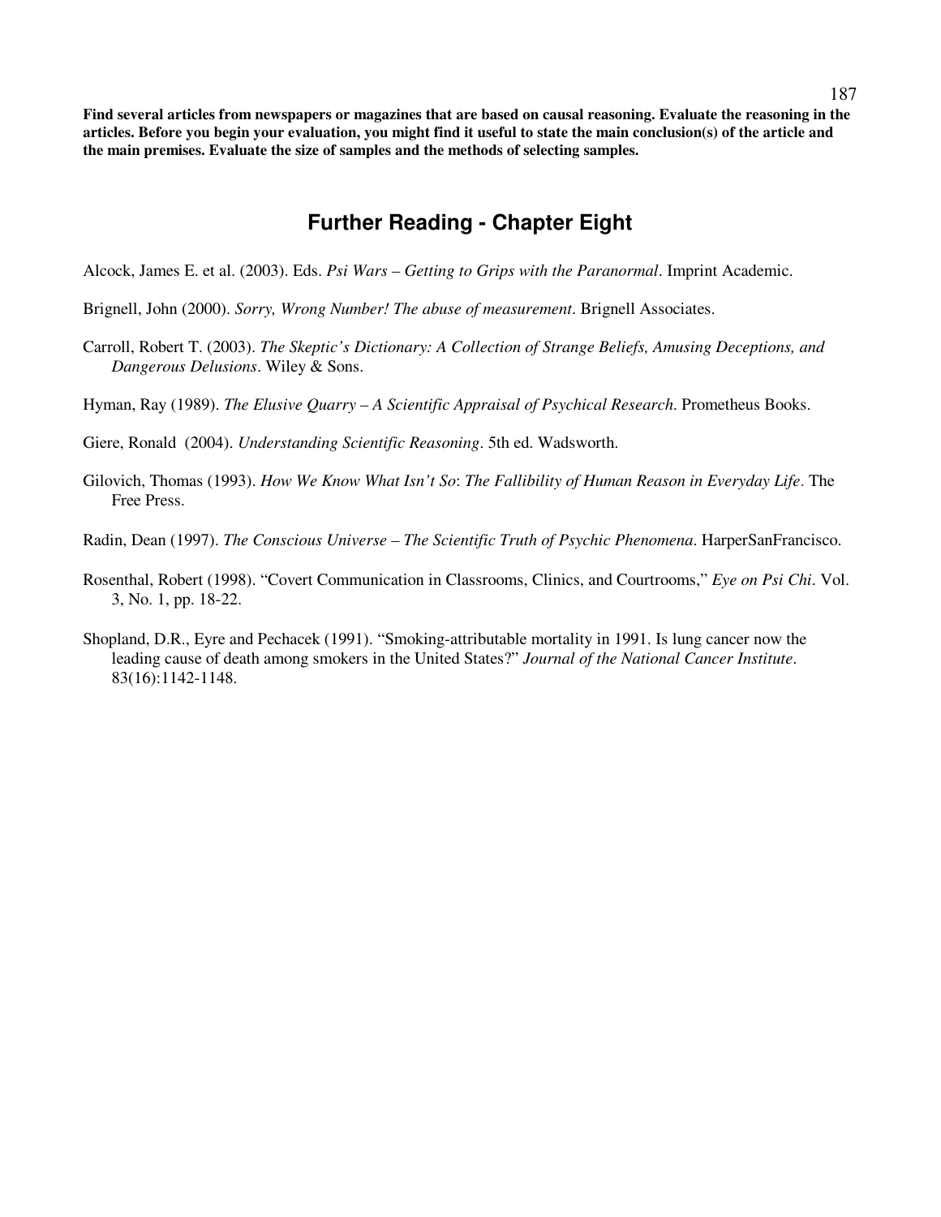**Find several articles from newspapers or magazines that are based on causal reasoning. Evaluate the reasoning in the articles. Before you begin your evaluation, you might find it useful to state the main conclusion(s) of the article and the main premises. Evaluate the size of samples and the methods of selecting samples.**

## Further Reading - Chapter Eight

Alcock, James E. et al. (2003). Eds. *Psi Wars – Getting to Grips with the Paranormal*. Imprint Academic.

Brignell, John (2000). *Sorry, Wrong Number! The abuse of measurement*. Brignell Associates.

Carroll, Robert T. (2003). *The Skeptic's Dictionary: A Collection of Strange Beliefs, Amusing Deceptions, and Dangerous Delusions*. Wiley & Sons.

Hyman, Ray (1989). *The Elusive Quarry – A Scientific Appraisal of Psychical Research*. Prometheus Books.

Giere, Ronald (2004). *Understanding Scientific Reasoning*. 5th ed. Wadsworth.

Gilovich, Thomas (1993). *How We Know What Isn't So*: *The Fallibility of Human Reason in Everyday Life*. The Free Press.

Radin, Dean (1997). *The Conscious Universe – The Scientific Truth of Psychic Phenomena*. HarperSanFrancisco.

Rosenthal, Robert (1998). "Covert Communication in Classrooms, Clinics, and Courtrooms," *Eye on Psi Chi*. Vol. 3, No. 1, pp. 18-22.

Shopland, D.R., Eyre and Pechacek (1991). "Smoking-attributable mortality in 1991. Is lung cancer now the leading cause of death among smokers in the United States?" *Journal of the National Cancer Institute*. 83(16):1142-1148.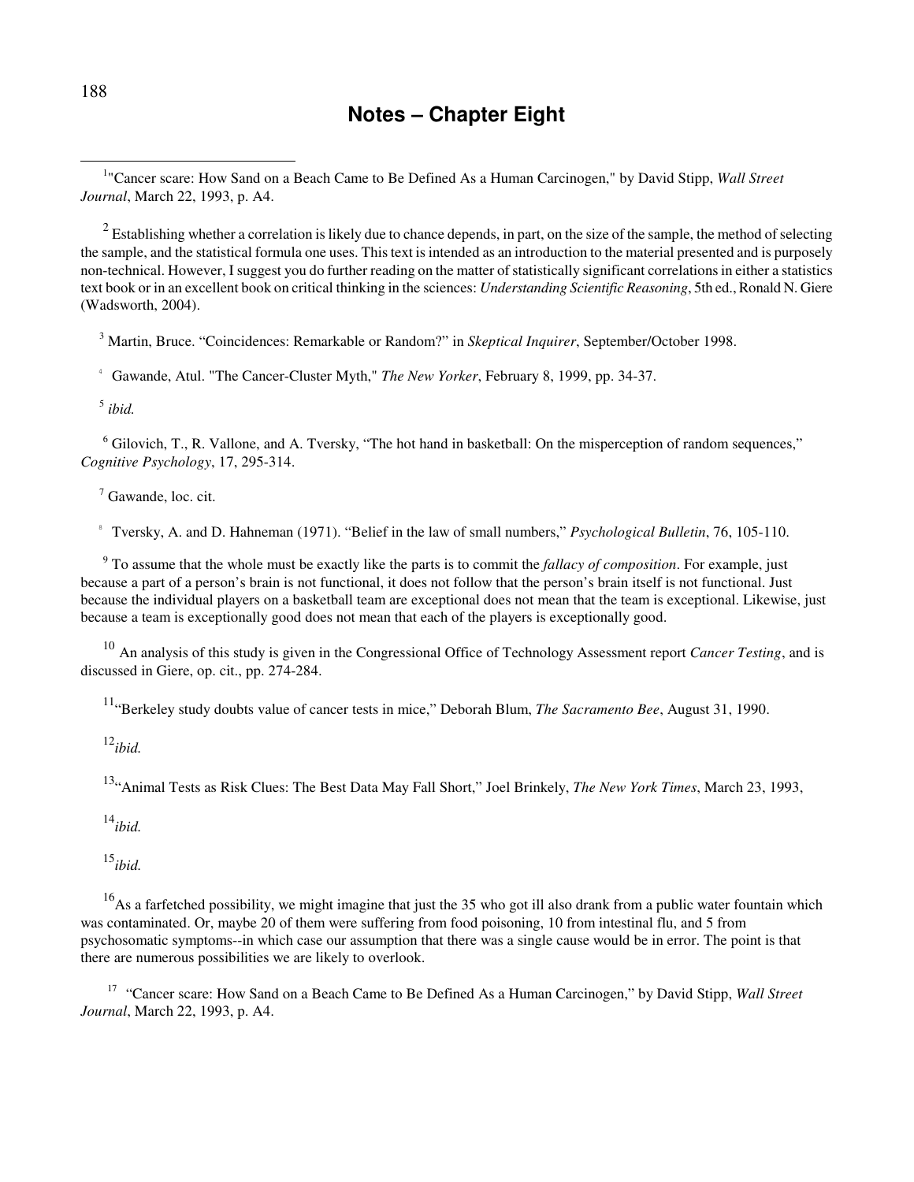## Notes – Chapter Eight

[1] "Cancer scare: How Sand on a Beach Came to Be Defined As a Human Carcinogen," by David Stipp, *Wall Street Journal*, March 22, 1993, p. A4.

[2] Establishing whether a correlation is likely due to chance depends, in part, on the size of the sample, the method of selecting the sample, and the statistical formula one uses. This text is intended as an introduction to the material presented and is purposely non-technical. However, I suggest you do further reading on the matter of statistically significant correlations in either a statistics text book or in an excellent book on critical thinking in the sciences: *Understanding Scientific Reasoning*, 5th ed., Ronald N. Giere (Wadsworth, 2004).

[3] Martin, Bruce. "Coincidences: Remarkable or Random?" in *Skeptical Inquirer*, September/October 1998.

[4] Gawande, Atul. "The Cancer-Cluster Myth," *The New Yorker*, February 8, 1999, pp. 34-37.

[5] *ibid.*

[6] Gilovich, T., R. Vallone, and A. Tversky, "The hot hand in basketball: On the misperception of random sequences," *Cognitive Psychology*, 17, 295-314.

[7] Gawande, loc. cit.

[8] Tversky, A. and D. Hahneman (1971). "Belief in the law of small numbers," *Psychological Bulletin*, 76, 105-110.

[9] To assume that the whole must be exactly like the parts is to commit the *fallacy of composition*. For example, just because a part of a person's brain is not functional, it does not follow that the person's brain itself is not functional. Just because the individual players on a basketball team are exceptional does not mean that the team is exceptional. Likewise, just because a team is exceptionally good does not mean that each of the players is exceptionally good.

[10] An analysis of this study is given in the Congressional Office of Technology Assessment report *Cancer Testing*, and is discussed in Giere, op. cit., pp. 274-284.

[11] "Berkeley study doubts value of cancer tests in mice," Deborah Blum, *The Sacramento Bee*, August 31, 1990.

[12] *ibid.*

[13] "Animal Tests as Risk Clues: The Best Data May Fall Short," Joel Brinkely, *The New York Times*, March 23, 1993,

[14] *ibid.*

[15] *ibid.*

[16] As a farfetched possibility, we might imagine that just the 35 who got ill also drank from a public water fountain which was contaminated. Or, maybe 20 of them were suffering from food poisoning, 10 from intestinal flu, and 5 from psychosomatic symptoms--in which case our assumption that there was a single cause would be in error. The point is that there are numerous possibilities we are likely to overlook.

[17] "Cancer scare: How Sand on a Beach Came to Be Defined As a Human Carcinogen," by David Stipp, *Wall Street Journal*, March 22, 1993, p. A4.